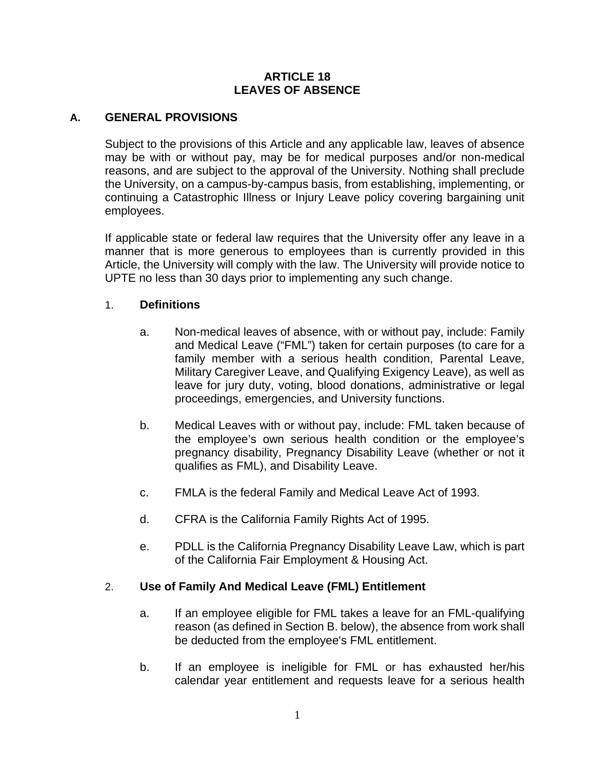# ARTICLE 18
# LEAVES OF ABSENCE

## A. GENERAL PROVISIONS

Subject to the provisions of this Article and any applicable law, leaves of absence may be with or without pay, may be for medical purposes and/or non-medical reasons, and are subject to the approval of the University. Nothing shall preclude the University, on a campus-by-campus basis, from establishing, implementing, or continuing a Catastrophic Illness or Injury Leave policy covering bargaining unit employees.

If applicable state or federal law requires that the University offer any leave in a manner that is more generous to employees than is currently provided in this Article, the University will comply with the law. The University will provide notice to UPTE no less than 30 days prior to implementing any such change.

### 1. Definitions

a. Non-medical leaves of absence, with or without pay, include: Family and Medical Leave ("FML") taken for certain purposes (to care for a family member with a serious health condition, Parental Leave, Military Caregiver Leave, and Qualifying Exigency Leave), as well as leave for jury duty, voting, blood donations, administrative or legal proceedings, emergencies, and University functions.

b. Medical Leaves with or without pay, include: FML taken because of the employee's own serious health condition or the employee's pregnancy disability, Pregnancy Disability Leave (whether or not it qualifies as FML), and Disability Leave.

c. FMLA is the federal Family and Medical Leave Act of 1993.

d. CFRA is the California Family Rights Act of 1995.

e. PDLL is the California Pregnancy Disability Leave Law, which is part of the California Fair Employment & Housing Act.

### 2. Use of Family And Medical Leave (FML) Entitlement

a. If an employee eligible for FML takes a leave for an FML-qualifying reason (as defined in Section B. below), the absence from work shall be deducted from the employee's FML entitlement.

b. If an employee is ineligible for FML or has exhausted her/his calendar year entitlement and requests leave for a serious health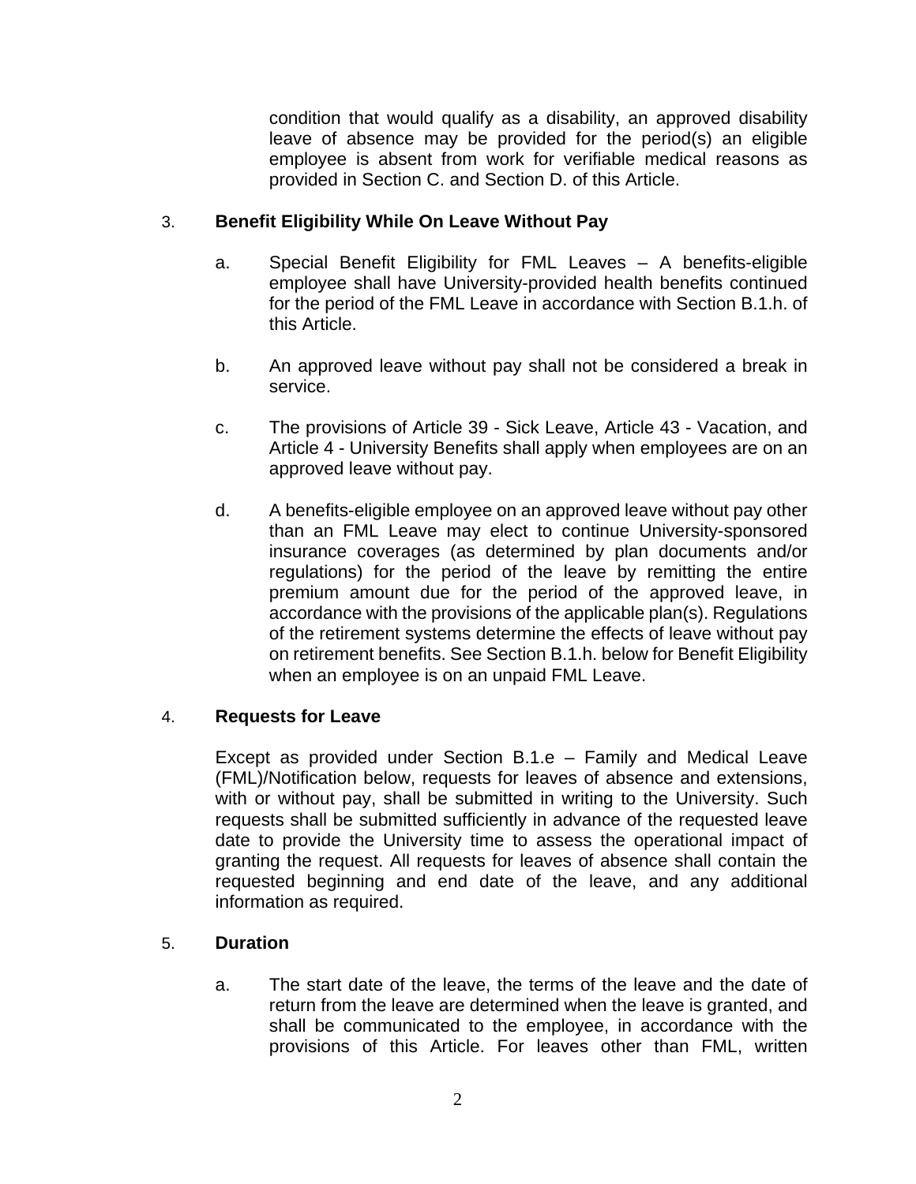condition that would qualify as a disability, an approved disability leave of absence may be provided for the period(s) an eligible employee is absent from work for verifiable medical reasons as provided in Section C. and Section D. of this Article.

3. **Benefit Eligibility While On Leave Without Pay**

   a. Special Benefit Eligibility for FML Leaves – A benefits-eligible employee shall have University-provided health benefits continued for the period of the FML Leave in accordance with Section B.1.h. of this Article.

   b. An approved leave without pay shall not be considered a break in service.

   c. The provisions of Article 39 - Sick Leave, Article 43 - Vacation, and Article 4 - University Benefits shall apply when employees are on an approved leave without pay.

   d. A benefits-eligible employee on an approved leave without pay other than an FML Leave may elect to continue University-sponsored insurance coverages (as determined by plan documents and/or regulations) for the period of the leave by remitting the entire premium amount due for the period of the approved leave, in accordance with the provisions of the applicable plan(s). Regulations of the retirement systems determine the effects of leave without pay on retirement benefits. See Section B.1.h. below for Benefit Eligibility when an employee is on an unpaid FML Leave.

4. **Requests for Leave**

   Except as provided under Section B.1.e – Family and Medical Leave (FML)/Notification below, requests for leaves of absence and extensions, with or without pay, shall be submitted in writing to the University. Such requests shall be submitted sufficiently in advance of the requested leave date to provide the University time to assess the operational impact of granting the request. All requests for leaves of absence shall contain the requested beginning and end date of the leave, and any additional information as required.

5. **Duration**

   a. The start date of the leave, the terms of the leave and the date of return from the leave are determined when the leave is granted, and shall be communicated to the employee, in accordance with the provisions of this Article. For leaves other than FML, written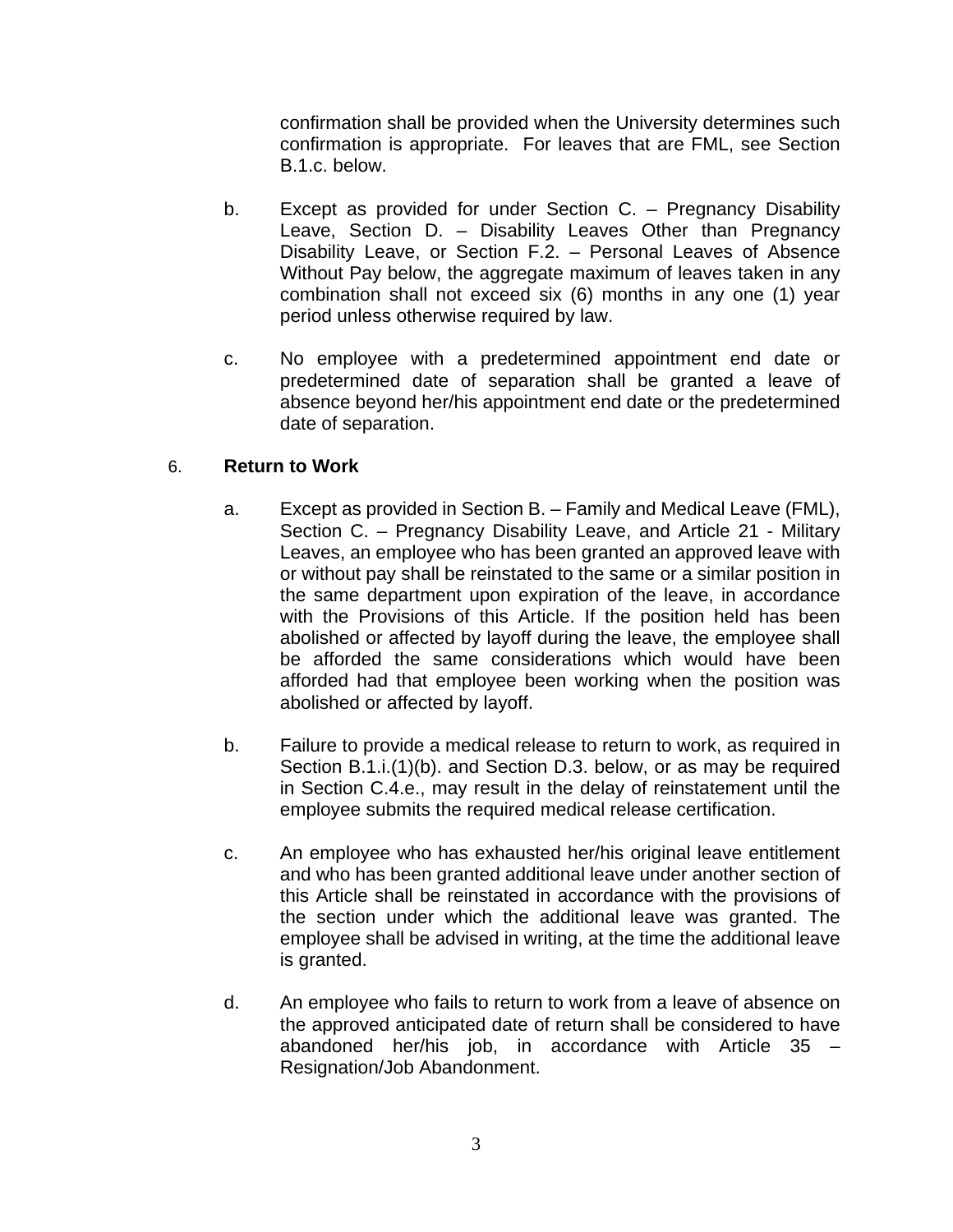confirmation shall be provided when the University determines such confirmation is appropriate. For leaves that are FML, see Section B.1.c. below.

b. Except as provided for under Section C. – Pregnancy Disability Leave, Section D. – Disability Leaves Other than Pregnancy Disability Leave, or Section F.2. – Personal Leaves of Absence Without Pay below, the aggregate maximum of leaves taken in any combination shall not exceed six (6) months in any one (1) year period unless otherwise required by law.

c. No employee with a predetermined appointment end date or predetermined date of separation shall be granted a leave of absence beyond her/his appointment end date or the predetermined date of separation.

6. **Return to Work**

a. Except as provided in Section B. – Family and Medical Leave (FML), Section C. – Pregnancy Disability Leave, and Article 21 - Military Leaves, an employee who has been granted an approved leave with or without pay shall be reinstated to the same or a similar position in the same department upon expiration of the leave, in accordance with the Provisions of this Article. If the position held has been abolished or affected by layoff during the leave, the employee shall be afforded the same considerations which would have been afforded had that employee been working when the position was abolished or affected by layoff.

b. Failure to provide a medical release to return to work, as required in Section B.1.i.(1)(b). and Section D.3. below, or as may be required in Section C.4.e., may result in the delay of reinstatement until the employee submits the required medical release certification.

c. An employee who has exhausted her/his original leave entitlement and who has been granted additional leave under another section of this Article shall be reinstated in accordance with the provisions of the section under which the additional leave was granted. The employee shall be advised in writing, at the time the additional leave is granted.

d. An employee who fails to return to work from a leave of absence on the approved anticipated date of return shall be considered to have abandoned her/his job, in accordance with Article 35 – Resignation/Job Abandonment.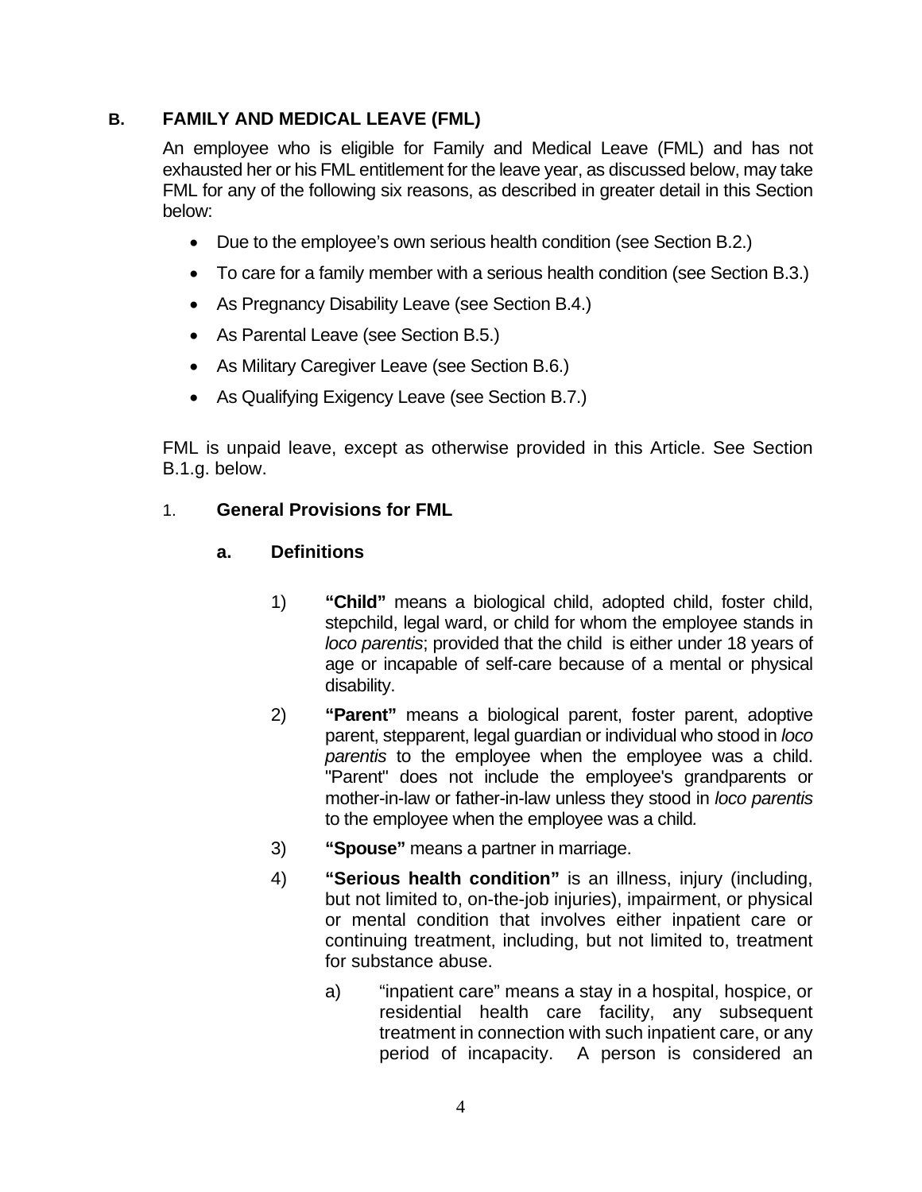## B. FAMILY AND MEDICAL LEAVE (FML)

An employee who is eligible for Family and Medical Leave (FML) and has not exhausted her or his FML entitlement for the leave year, as discussed below, may take FML for any of the following six reasons, as described in greater detail in this Section below:

- Due to the employee's own serious health condition (see Section B.2.)
- To care for a family member with a serious health condition (see Section B.3.)
- As Pregnancy Disability Leave (see Section B.4.)
- As Parental Leave (see Section B.5.)
- As Military Caregiver Leave (see Section B.6.)
- As Qualifying Exigency Leave (see Section B.7.)

FML is unpaid leave, except as otherwise provided in this Article. See Section B.1.g. below.

### 1. General Provisions for FML

#### a. Definitions

1) **"Child"** means a biological child, adopted child, foster child, stepchild, legal ward, or child for whom the employee stands in *loco parentis*; provided that the child is either under 18 years of age or incapable of self-care because of a mental or physical disability.

2) **"Parent"** means a biological parent, foster parent, adoptive parent, stepparent, legal guardian or individual who stood in *loco parentis* to the employee when the employee was a child. "Parent" does not include the employee's grandparents or mother-in-law or father-in-law unless they stood in *loco parentis* to the employee when the employee was a child.

3) **"Spouse"** means a partner in marriage.

4) **"Serious health condition"** is an illness, injury (including, but not limited to, on-the-job injuries), impairment, or physical or mental condition that involves either inpatient care or continuing treatment, including, but not limited to, treatment for substance abuse.

   a) "inpatient care" means a stay in a hospital, hospice, or residential health care facility, any subsequent treatment in connection with such inpatient care, or any period of incapacity. A person is considered an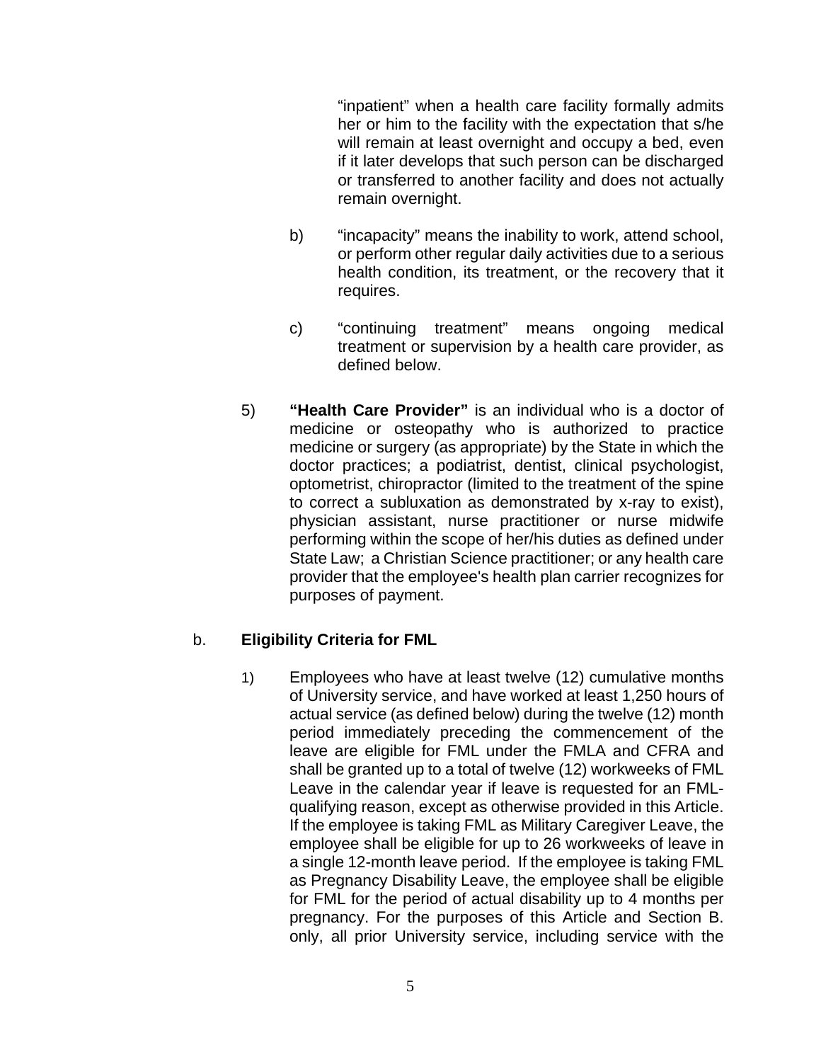"inpatient" when a health care facility formally admits her or him to the facility with the expectation that s/he will remain at least overnight and occupy a bed, even if it later develops that such person can be discharged or transferred to another facility and does not actually remain overnight.

b) "incapacity" means the inability to work, attend school, or perform other regular daily activities due to a serious health condition, its treatment, or the recovery that it requires.

c) "continuing treatment" means ongoing medical treatment or supervision by a health care provider, as defined below.

5) **"Health Care Provider"** is an individual who is a doctor of medicine or osteopathy who is authorized to practice medicine or surgery (as appropriate) by the State in which the doctor practices; a podiatrist, dentist, clinical psychologist, optometrist, chiropractor (limited to the treatment of the spine to correct a subluxation as demonstrated by x-ray to exist), physician assistant, nurse practitioner or nurse midwife performing within the scope of her/his duties as defined under State Law; a Christian Science practitioner; or any health care provider that the employee's health plan carrier recognizes for purposes of payment.

b. **Eligibility Criteria for FML**

1) Employees who have at least twelve (12) cumulative months of University service, and have worked at least 1,250 hours of actual service (as defined below) during the twelve (12) month period immediately preceding the commencement of the leave are eligible for FML under the FMLA and CFRA and shall be granted up to a total of twelve (12) workweeks of FML Leave in the calendar year if leave is requested for an FML-qualifying reason, except as otherwise provided in this Article. If the employee is taking FML as Military Caregiver Leave, the employee shall be eligible for up to 26 workweeks of leave in a single 12-month leave period. If the employee is taking FML as Pregnancy Disability Leave, the employee shall be eligible for FML for the period of actual disability up to 4 months per pregnancy. For the purposes of this Article and Section B. only, all prior University service, including service with the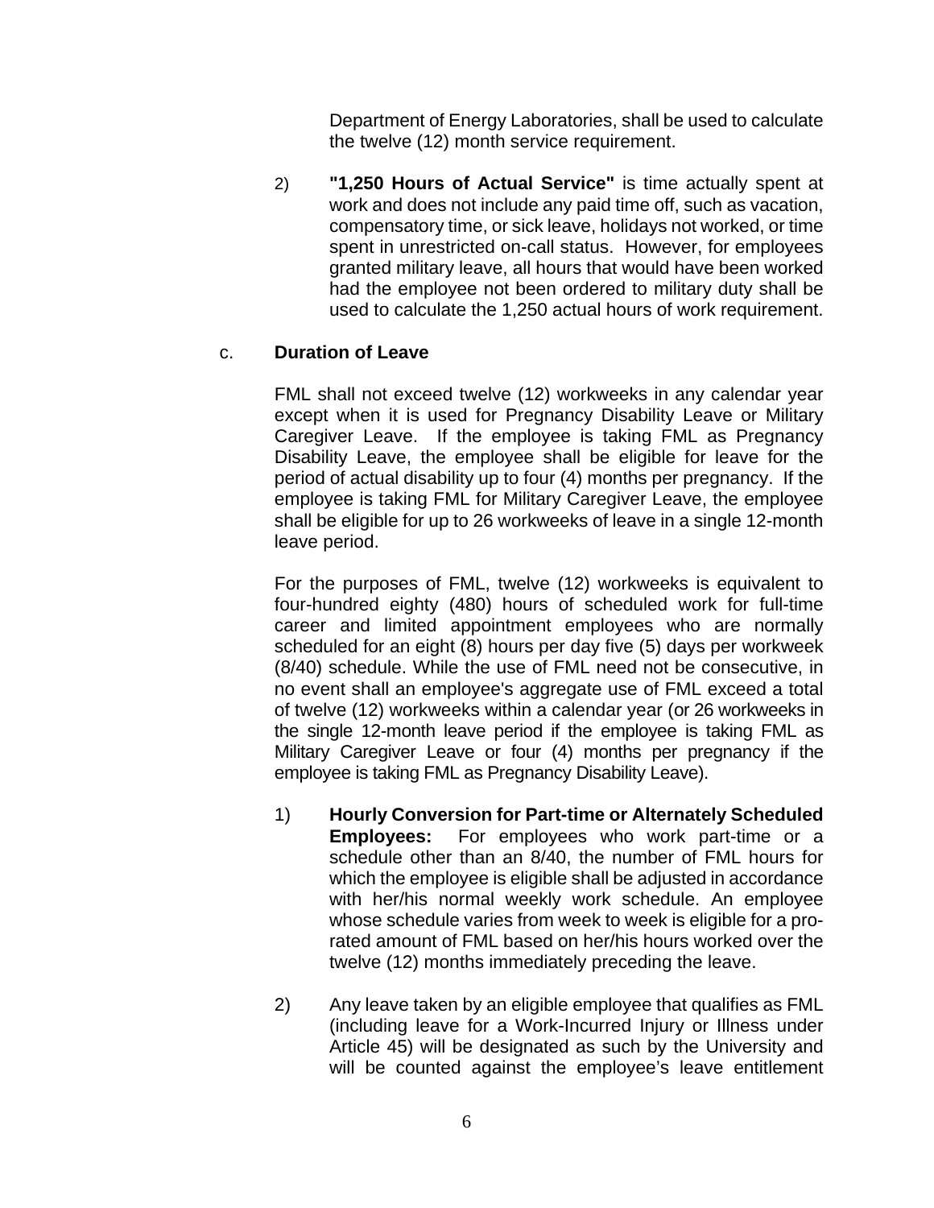Department of Energy Laboratories, shall be used to calculate the twelve (12) month service requirement.

2) **"1,250 Hours of Actual Service"** is time actually spent at work and does not include any paid time off, such as vacation, compensatory time, or sick leave, holidays not worked, or time spent in unrestricted on-call status. However, for employees granted military leave, all hours that would have been worked had the employee not been ordered to military duty shall be used to calculate the 1,250 actual hours of work requirement.

c. **Duration of Leave**

FML shall not exceed twelve (12) workweeks in any calendar year except when it is used for Pregnancy Disability Leave or Military Caregiver Leave. If the employee is taking FML as Pregnancy Disability Leave, the employee shall be eligible for leave for the period of actual disability up to four (4) months per pregnancy. If the employee is taking FML for Military Caregiver Leave, the employee shall be eligible for up to 26 workweeks of leave in a single 12-month leave period.

For the purposes of FML, twelve (12) workweeks is equivalent to four-hundred eighty (480) hours of scheduled work for full-time career and limited appointment employees who are normally scheduled for an eight (8) hours per day five (5) days per workweek (8/40) schedule. While the use of FML need not be consecutive, in no event shall an employee's aggregate use of FML exceed a total of twelve (12) workweeks within a calendar year (or 26 workweeks in the single 12-month leave period if the employee is taking FML as Military Caregiver Leave or four (4) months per pregnancy if the employee is taking FML as Pregnancy Disability Leave).

1) **Hourly Conversion for Part-time or Alternately Scheduled Employees:** For employees who work part-time or a schedule other than an 8/40, the number of FML hours for which the employee is eligible shall be adjusted in accordance with her/his normal weekly work schedule. An employee whose schedule varies from week to week is eligible for a pro-rated amount of FML based on her/his hours worked over the twelve (12) months immediately preceding the leave.

2) Any leave taken by an eligible employee that qualifies as FML (including leave for a Work-Incurred Injury or Illness under Article 45) will be designated as such by the University and will be counted against the employee's leave entitlement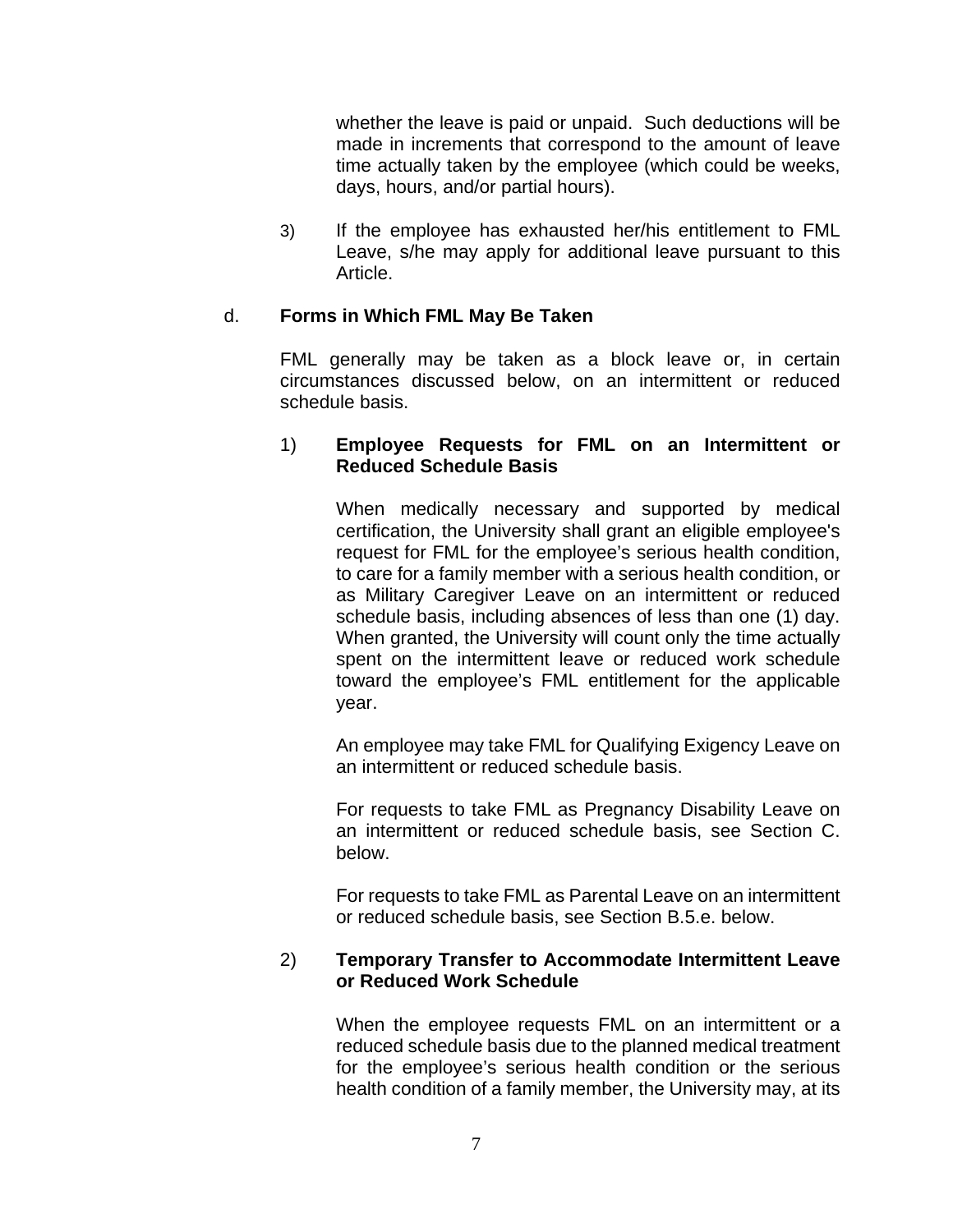whether the leave is paid or unpaid. Such deductions will be made in increments that correspond to the amount of leave time actually taken by the employee (which could be weeks, days, hours, and/or partial hours).

3) If the employee has exhausted her/his entitlement to FML Leave, s/he may apply for additional leave pursuant to this Article.

d. **Forms in Which FML May Be Taken**

FML generally may be taken as a block leave or, in certain circumstances discussed below, on an intermittent or reduced schedule basis.

1) **Employee Requests for FML on an Intermittent or Reduced Schedule Basis**

When medically necessary and supported by medical certification, the University shall grant an eligible employee's request for FML for the employee's serious health condition, to care for a family member with a serious health condition, or as Military Caregiver Leave on an intermittent or reduced schedule basis, including absences of less than one (1) day. When granted, the University will count only the time actually spent on the intermittent leave or reduced work schedule toward the employee's FML entitlement for the applicable year.

An employee may take FML for Qualifying Exigency Leave on an intermittent or reduced schedule basis.

For requests to take FML as Pregnancy Disability Leave on an intermittent or reduced schedule basis, see Section C. below.

For requests to take FML as Parental Leave on an intermittent or reduced schedule basis, see Section B.5.e. below.

2) **Temporary Transfer to Accommodate Intermittent Leave or Reduced Work Schedule**

When the employee requests FML on an intermittent or a reduced schedule basis due to the planned medical treatment for the employee's serious health condition or the serious health condition of a family member, the University may, at its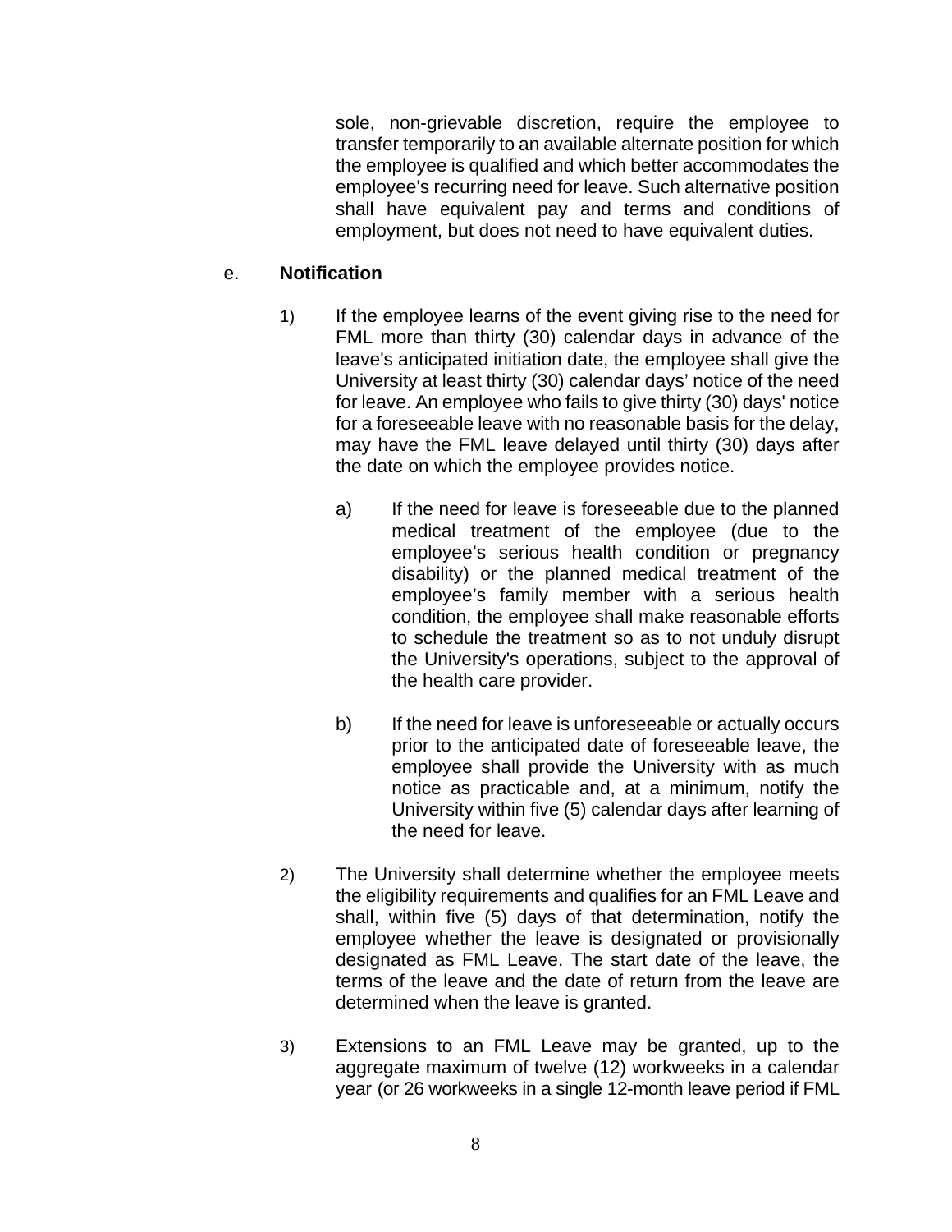sole, non-grievable discretion, require the employee to transfer temporarily to an available alternate position for which the employee is qualified and which better accommodates the employee's recurring need for leave. Such alternative position shall have equivalent pay and terms and conditions of employment, but does not need to have equivalent duties.

e. **Notification**

1) If the employee learns of the event giving rise to the need for FML more than thirty (30) calendar days in advance of the leave's anticipated initiation date, the employee shall give the University at least thirty (30) calendar days' notice of the need for leave. An employee who fails to give thirty (30) days' notice for a foreseeable leave with no reasonable basis for the delay, may have the FML leave delayed until thirty (30) days after the date on which the employee provides notice.

   a) If the need for leave is foreseeable due to the planned medical treatment of the employee (due to the employee's serious health condition or pregnancy disability) or the planned medical treatment of the employee's family member with a serious health condition, the employee shall make reasonable efforts to schedule the treatment so as to not unduly disrupt the University's operations, subject to the approval of the health care provider.

   b) If the need for leave is unforeseeable or actually occurs prior to the anticipated date of foreseeable leave, the employee shall provide the University with as much notice as practicable and, at a minimum, notify the University within five (5) calendar days after learning of the need for leave.

2) The University shall determine whether the employee meets the eligibility requirements and qualifies for an FML Leave and shall, within five (5) days of that determination, notify the employee whether the leave is designated or provisionally designated as FML Leave. The start date of the leave, the terms of the leave and the date of return from the leave are determined when the leave is granted.

3) Extensions to an FML Leave may be granted, up to the aggregate maximum of twelve (12) workweeks in a calendar year (or 26 workweeks in a single 12-month leave period if FML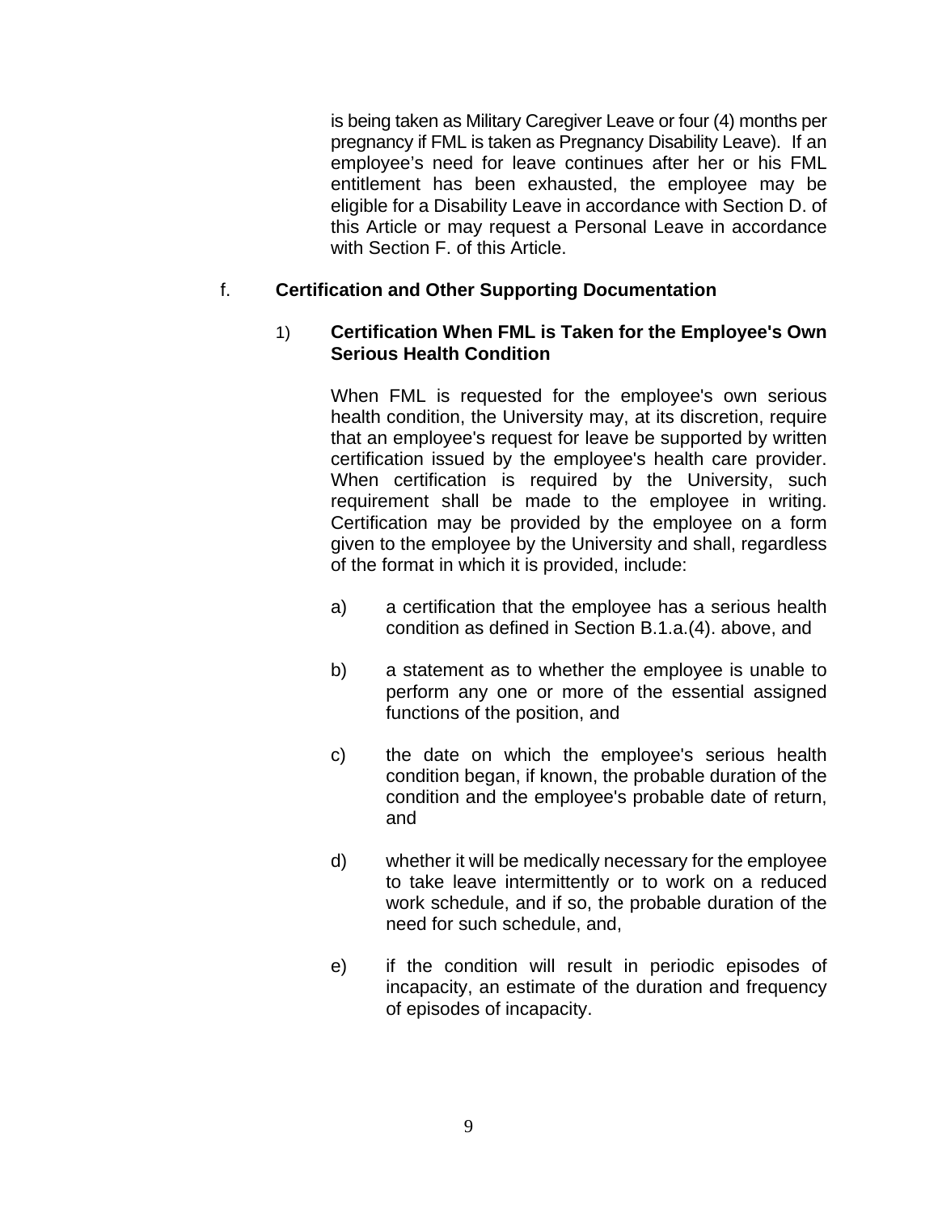is being taken as Military Caregiver Leave or four (4) months per pregnancy if FML is taken as Pregnancy Disability Leave). If an employee's need for leave continues after her or his FML entitlement has been exhausted, the employee may be eligible for a Disability Leave in accordance with Section D. of this Article or may request a Personal Leave in accordance with Section F. of this Article.

f. **Certification and Other Supporting Documentation**

1) **Certification When FML is Taken for the Employee's Own Serious Health Condition**

When FML is requested for the employee's own serious health condition, the University may, at its discretion, require that an employee's request for leave be supported by written certification issued by the employee's health care provider. When certification is required by the University, such requirement shall be made to the employee in writing. Certification may be provided by the employee on a form given to the employee by the University and shall, regardless of the format in which it is provided, include:

a) a certification that the employee has a serious health condition as defined in Section B.1.a.(4). above, and

b) a statement as to whether the employee is unable to perform any one or more of the essential assigned functions of the position, and

c) the date on which the employee's serious health condition began, if known, the probable duration of the condition and the employee's probable date of return, and

d) whether it will be medically necessary for the employee to take leave intermittently or to work on a reduced work schedule, and if so, the probable duration of the need for such schedule, and,

e) if the condition will result in periodic episodes of incapacity, an estimate of the duration and frequency of episodes of incapacity.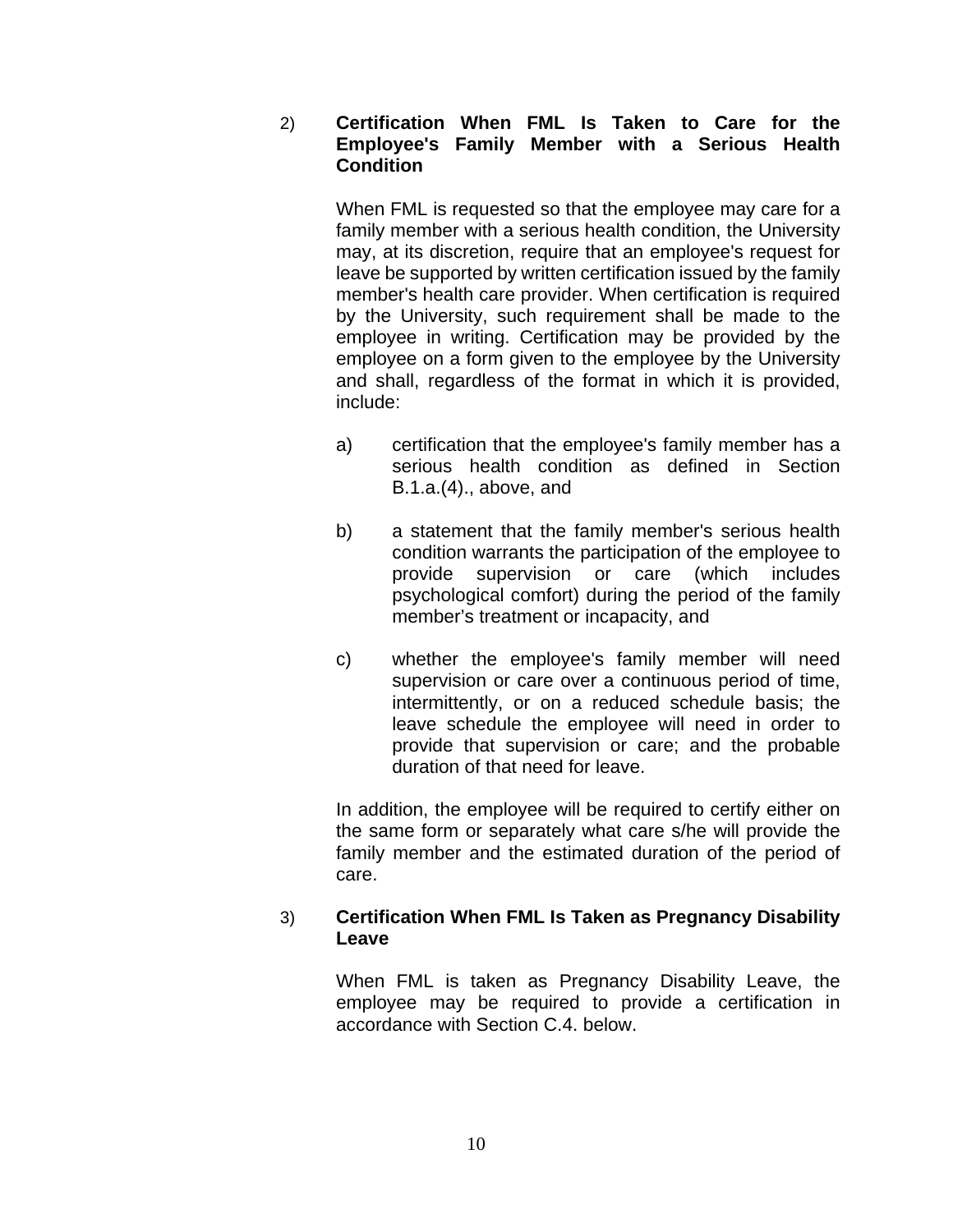2) **Certification When FML Is Taken to Care for the Employee's Family Member with a Serious Health Condition**

When FML is requested so that the employee may care for a family member with a serious health condition, the University may, at its discretion, require that an employee's request for leave be supported by written certification issued by the family member's health care provider. When certification is required by the University, such requirement shall be made to the employee in writing. Certification may be provided by the employee on a form given to the employee by the University and shall, regardless of the format in which it is provided, include:

a) certification that the employee's family member has a serious health condition as defined in Section B.1.a.(4)., above, and

b) a statement that the family member's serious health condition warrants the participation of the employee to provide supervision or care (which includes psychological comfort) during the period of the family member's treatment or incapacity, and

c) whether the employee's family member will need supervision or care over a continuous period of time, intermittently, or on a reduced schedule basis; the leave schedule the employee will need in order to provide that supervision or care; and the probable duration of that need for leave.

In addition, the employee will be required to certify either on the same form or separately what care s/he will provide the family member and the estimated duration of the period of care.

3) **Certification When FML Is Taken as Pregnancy Disability Leave**

When FML is taken as Pregnancy Disability Leave, the employee may be required to provide a certification in accordance with Section C.4. below.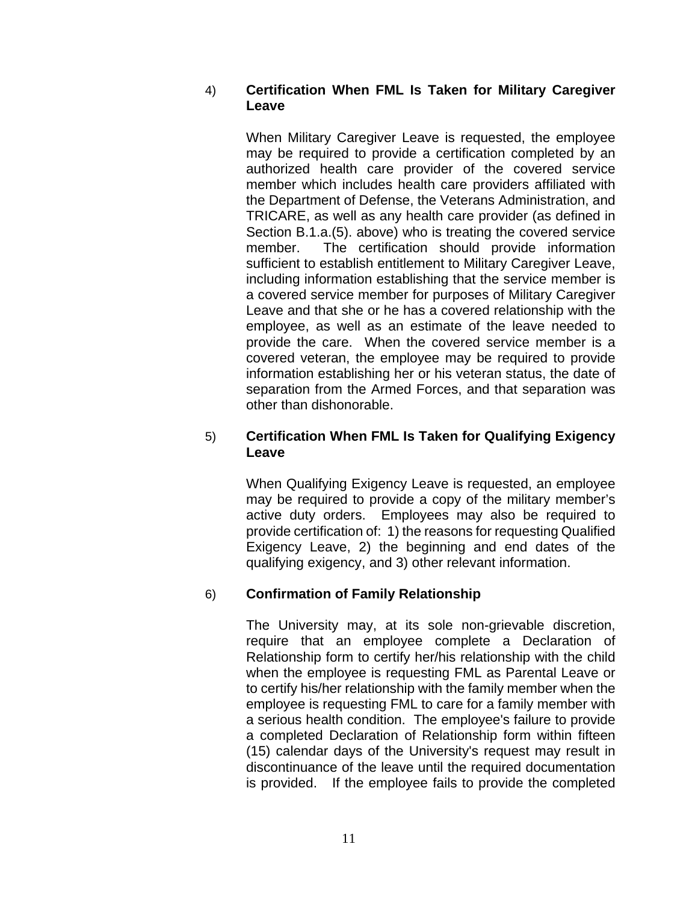4) **Certification When FML Is Taken for Military Caregiver Leave**

When Military Caregiver Leave is requested, the employee may be required to provide a certification completed by an authorized health care provider of the covered service member which includes health care providers affiliated with the Department of Defense, the Veterans Administration, and TRICARE, as well as any health care provider (as defined in Section B.1.a.(5). above) who is treating the covered service member. The certification should provide information sufficient to establish entitlement to Military Caregiver Leave, including information establishing that the service member is a covered service member for purposes of Military Caregiver Leave and that she or he has a covered relationship with the employee, as well as an estimate of the leave needed to provide the care. When the covered service member is a covered veteran, the employee may be required to provide information establishing her or his veteran status, the date of separation from the Armed Forces, and that separation was other than dishonorable.

5) **Certification When FML Is Taken for Qualifying Exigency Leave**

When Qualifying Exigency Leave is requested, an employee may be required to provide a copy of the military member's active duty orders. Employees may also be required to provide certification of: 1) the reasons for requesting Qualified Exigency Leave, 2) the beginning and end dates of the qualifying exigency, and 3) other relevant information.

6) **Confirmation of Family Relationship**

The University may, at its sole non-grievable discretion, require that an employee complete a Declaration of Relationship form to certify her/his relationship with the child when the employee is requesting FML as Parental Leave or to certify his/her relationship with the family member when the employee is requesting FML to care for a family member with a serious health condition. The employee's failure to provide a completed Declaration of Relationship form within fifteen (15) calendar days of the University's request may result in discontinuance of the leave until the required documentation is provided. If the employee fails to provide the completed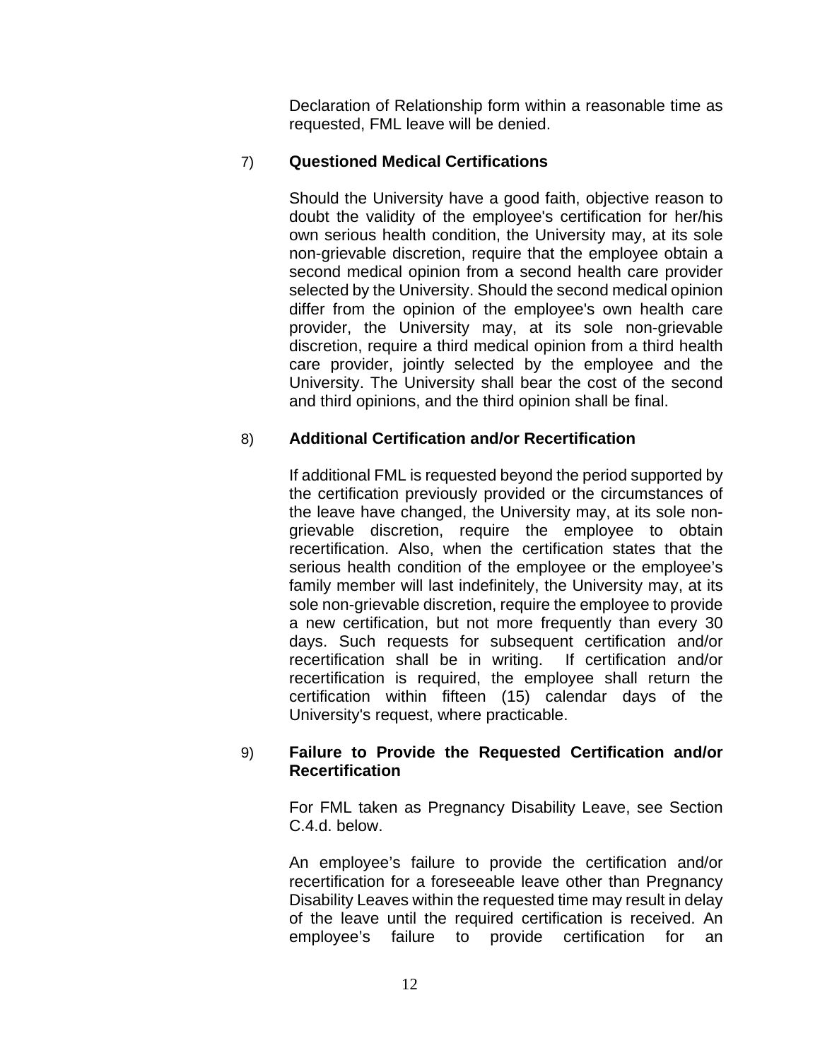Declaration of Relationship form within a reasonable time as requested, FML leave will be denied.

7) **Questioned Medical Certifications**

Should the University have a good faith, objective reason to doubt the validity of the employee's certification for her/his own serious health condition, the University may, at its sole non-grievable discretion, require that the employee obtain a second medical opinion from a second health care provider selected by the University. Should the second medical opinion differ from the opinion of the employee's own health care provider, the University may, at its sole non-grievable discretion, require a third medical opinion from a third health care provider, jointly selected by the employee and the University. The University shall bear the cost of the second and third opinions, and the third opinion shall be final.

8) **Additional Certification and/or Recertification**

If additional FML is requested beyond the period supported by the certification previously provided or the circumstances of the leave have changed, the University may, at its sole non-grievable discretion, require the employee to obtain recertification. Also, when the certification states that the serious health condition of the employee or the employee's family member will last indefinitely, the University may, at its sole non-grievable discretion, require the employee to provide a new certification, but not more frequently than every 30 days. Such requests for subsequent certification and/or recertification shall be in writing. If certification and/or recertification is required, the employee shall return the certification within fifteen (15) calendar days of the University's request, where practicable.

9) **Failure to Provide the Requested Certification and/or Recertification**

For FML taken as Pregnancy Disability Leave, see Section C.4.d. below.

An employee's failure to provide the certification and/or recertification for a foreseeable leave other than Pregnancy Disability Leaves within the requested time may result in delay of the leave until the required certification is received. An employee's failure to provide certification for an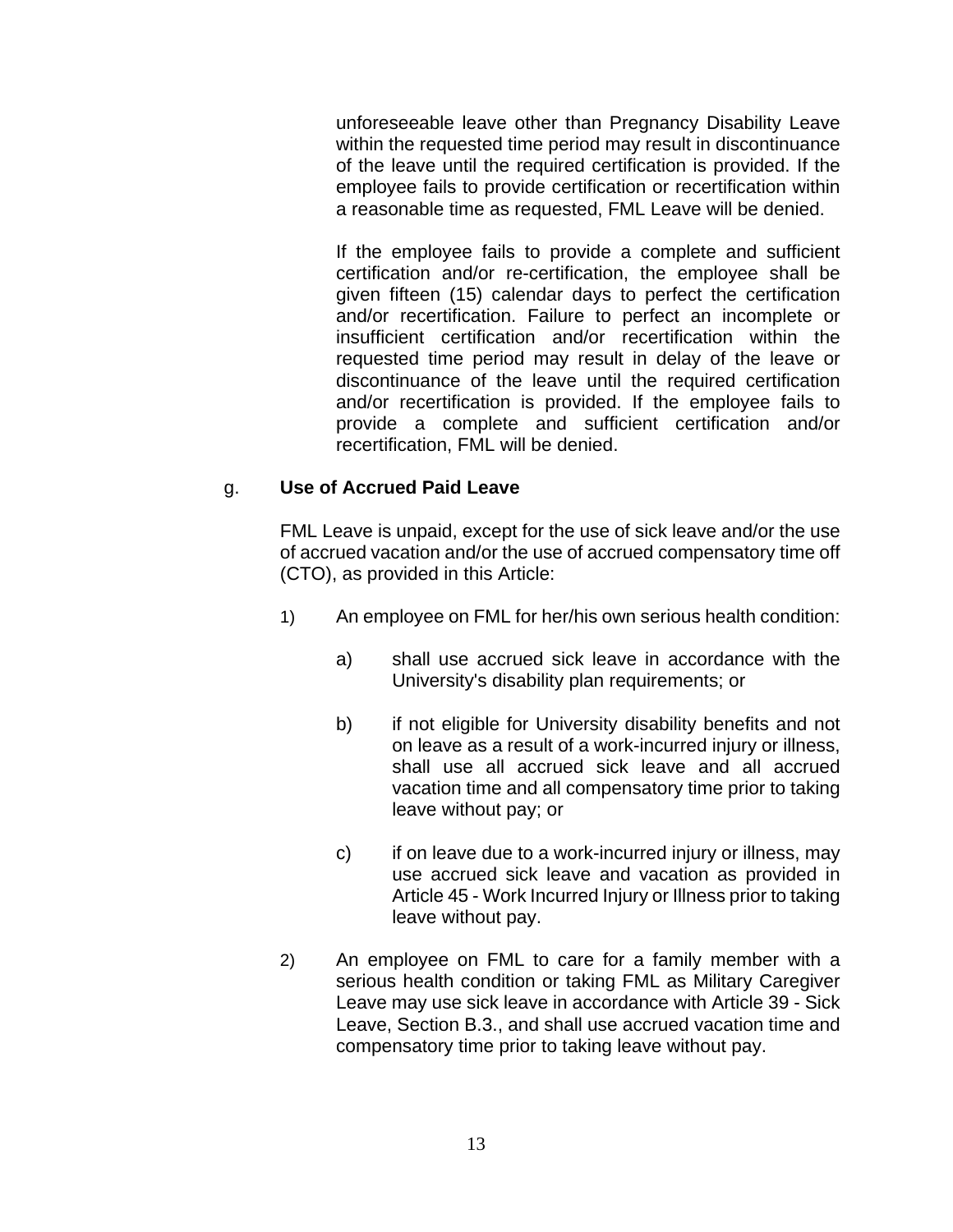unforeseeable leave other than Pregnancy Disability Leave within the requested time period may result in discontinuance of the leave until the required certification is provided. If the employee fails to provide certification or recertification within a reasonable time as requested, FML Leave will be denied.

If the employee fails to provide a complete and sufficient certification and/or re-certification, the employee shall be given fifteen (15) calendar days to perfect the certification and/or recertification. Failure to perfect an incomplete or insufficient certification and/or recertification within the requested time period may result in delay of the leave or discontinuance of the leave until the required certification and/or recertification is provided. If the employee fails to provide a complete and sufficient certification and/or recertification, FML will be denied.

g. **Use of Accrued Paid Leave**

FML Leave is unpaid, except for the use of sick leave and/or the use of accrued vacation and/or the use of accrued compensatory time off (CTO), as provided in this Article:

1) An employee on FML for her/his own serious health condition:

   a) shall use accrued sick leave in accordance with the University's disability plan requirements; or

   b) if not eligible for University disability benefits and not on leave as a result of a work-incurred injury or illness, shall use all accrued sick leave and all accrued vacation time and all compensatory time prior to taking leave without pay; or

   c) if on leave due to a work-incurred injury or illness, may use accrued sick leave and vacation as provided in Article 45 - Work Incurred Injury or Illness prior to taking leave without pay.

2) An employee on FML to care for a family member with a serious health condition or taking FML as Military Caregiver Leave may use sick leave in accordance with Article 39 - Sick Leave, Section B.3., and shall use accrued vacation time and compensatory time prior to taking leave without pay.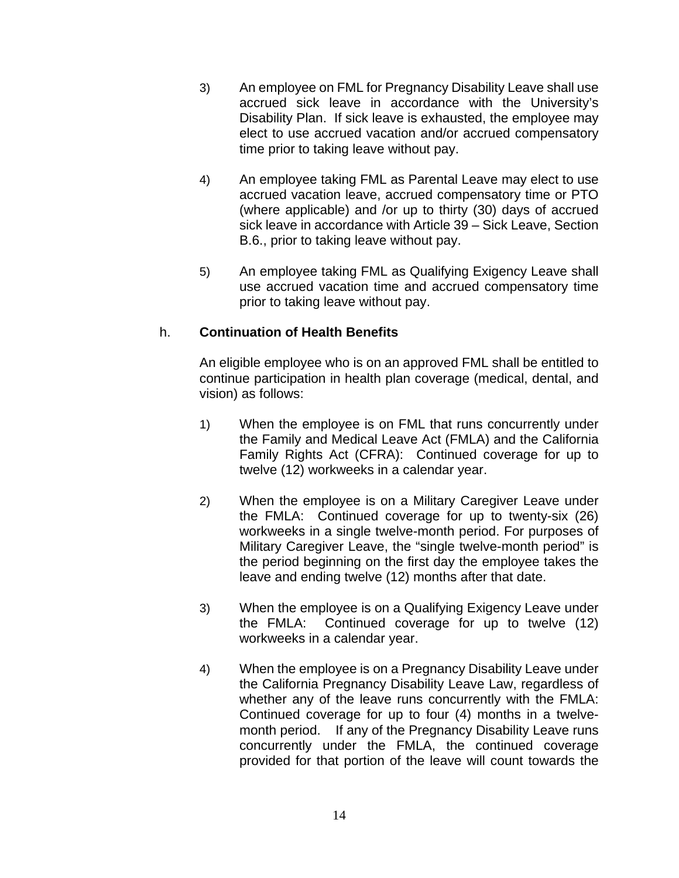3) An employee on FML for Pregnancy Disability Leave shall use accrued sick leave in accordance with the University's Disability Plan. If sick leave is exhausted, the employee may elect to use accrued vacation and/or accrued compensatory time prior to taking leave without pay.

4) An employee taking FML as Parental Leave may elect to use accrued vacation leave, accrued compensatory time or PTO (where applicable) and /or up to thirty (30) days of accrued sick leave in accordance with Article 39 – Sick Leave, Section B.6., prior to taking leave without pay.

5) An employee taking FML as Qualifying Exigency Leave shall use accrued vacation time and accrued compensatory time prior to taking leave without pay.

h. **Continuation of Health Benefits**

An eligible employee who is on an approved FML shall be entitled to continue participation in health plan coverage (medical, dental, and vision) as follows:

1) When the employee is on FML that runs concurrently under the Family and Medical Leave Act (FMLA) and the California Family Rights Act (CFRA): Continued coverage for up to twelve (12) workweeks in a calendar year.

2) When the employee is on a Military Caregiver Leave under the FMLA: Continued coverage for up to twenty-six (26) workweeks in a single twelve-month period. For purposes of Military Caregiver Leave, the "single twelve-month period" is the period beginning on the first day the employee takes the leave and ending twelve (12) months after that date.

3) When the employee is on a Qualifying Exigency Leave under the FMLA: Continued coverage for up to twelve (12) workweeks in a calendar year.

4) When the employee is on a Pregnancy Disability Leave under the California Pregnancy Disability Leave Law, regardless of whether any of the leave runs concurrently with the FMLA: Continued coverage for up to four (4) months in a twelve-month period. If any of the Pregnancy Disability Leave runs concurrently under the FMLA, the continued coverage provided for that portion of the leave will count towards the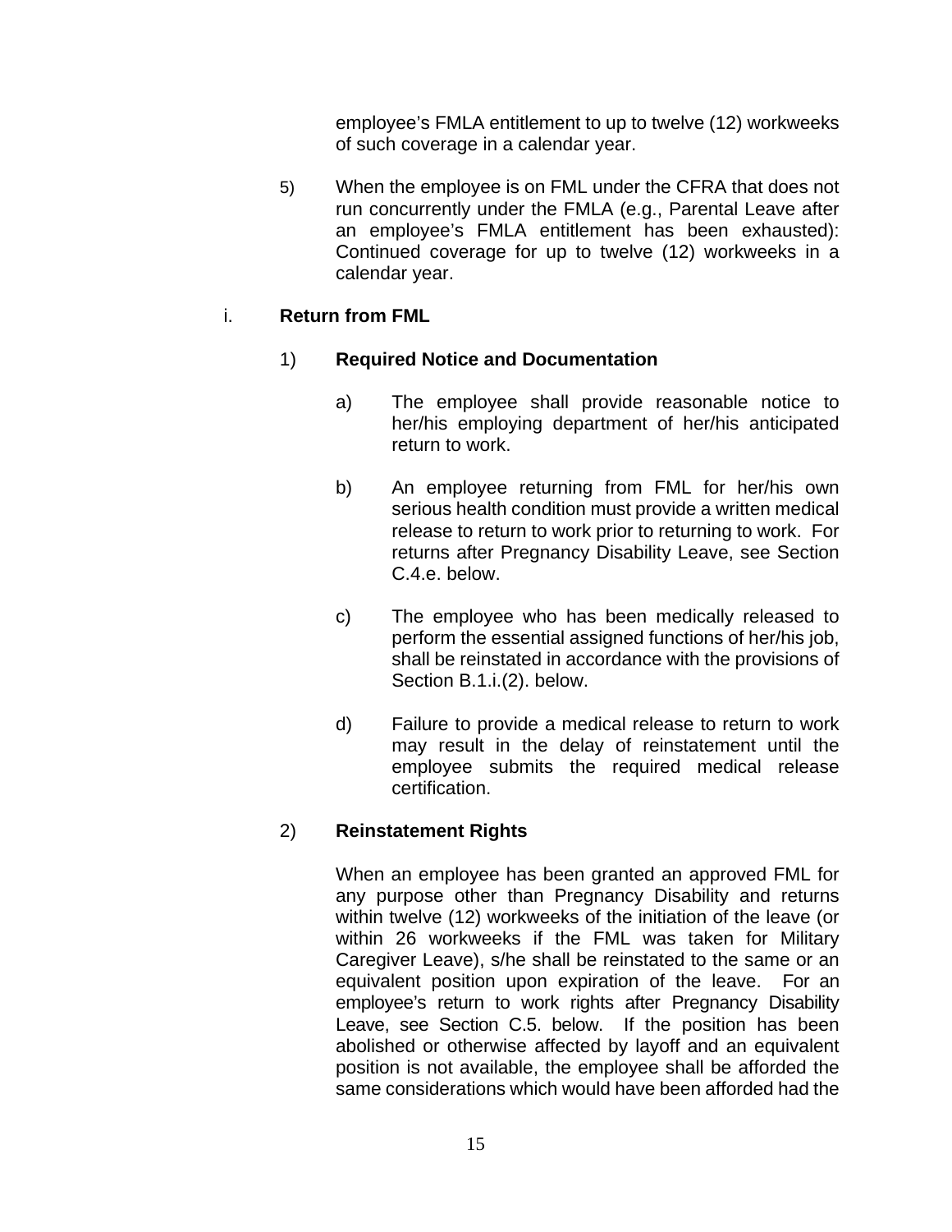employee's FMLA entitlement to up to twelve (12) workweeks of such coverage in a calendar year.

5) When the employee is on FML under the CFRA that does not run concurrently under the FMLA (e.g., Parental Leave after an employee's FMLA entitlement has been exhausted): Continued coverage for up to twelve (12) workweeks in a calendar year.

i. **Return from FML**

1) **Required Notice and Documentation**

a) The employee shall provide reasonable notice to her/his employing department of her/his anticipated return to work.

b) An employee returning from FML for her/his own serious health condition must provide a written medical release to return to work prior to returning to work. For returns after Pregnancy Disability Leave, see Section C.4.e. below.

c) The employee who has been medically released to perform the essential assigned functions of her/his job, shall be reinstated in accordance with the provisions of Section B.1.i.(2). below.

d) Failure to provide a medical release to return to work may result in the delay of reinstatement until the employee submits the required medical release certification.

2) **Reinstatement Rights**

When an employee has been granted an approved FML for any purpose other than Pregnancy Disability and returns within twelve (12) workweeks of the initiation of the leave (or within 26 workweeks if the FML was taken for Military Caregiver Leave), s/he shall be reinstated to the same or an equivalent position upon expiration of the leave. For an employee's return to work rights after Pregnancy Disability Leave, see Section C.5. below. If the position has been abolished or otherwise affected by layoff and an equivalent position is not available, the employee shall be afforded the same considerations which would have been afforded had the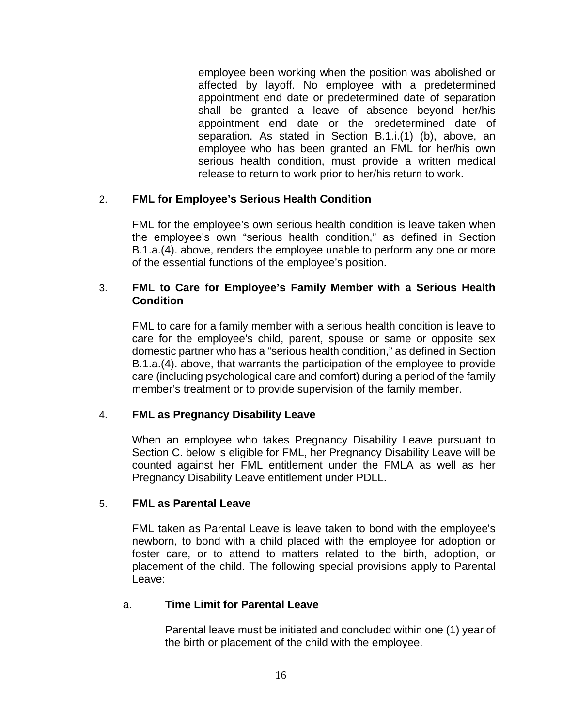employee been working when the position was abolished or affected by layoff. No employee with a predetermined appointment end date or predetermined date of separation shall be granted a leave of absence beyond her/his appointment end date or the predetermined date of separation. As stated in Section B.1.i.(1) (b), above, an employee who has been granted an FML for her/his own serious health condition, must provide a written medical release to return to work prior to her/his return to work.

2. **FML for Employee's Serious Health Condition**

FML for the employee's own serious health condition is leave taken when the employee's own "serious health condition," as defined in Section B.1.a.(4). above, renders the employee unable to perform any one or more of the essential functions of the employee's position.

3. **FML to Care for Employee's Family Member with a Serious Health Condition**

FML to care for a family member with a serious health condition is leave to care for the employee's child, parent, spouse or same or opposite sex domestic partner who has a "serious health condition," as defined in Section B.1.a.(4). above, that warrants the participation of the employee to provide care (including psychological care and comfort) during a period of the family member's treatment or to provide supervision of the family member.

4. **FML as Pregnancy Disability Leave**

When an employee who takes Pregnancy Disability Leave pursuant to Section C. below is eligible for FML, her Pregnancy Disability Leave will be counted against her FML entitlement under the FMLA as well as her Pregnancy Disability Leave entitlement under PDLL.

5. **FML as Parental Leave**

FML taken as Parental Leave is leave taken to bond with the employee's newborn, to bond with a child placed with the employee for adoption or foster care, or to attend to matters related to the birth, adoption, or placement of the child. The following special provisions apply to Parental Leave:

a. **Time Limit for Parental Leave**

Parental leave must be initiated and concluded within one (1) year of the birth or placement of the child with the employee.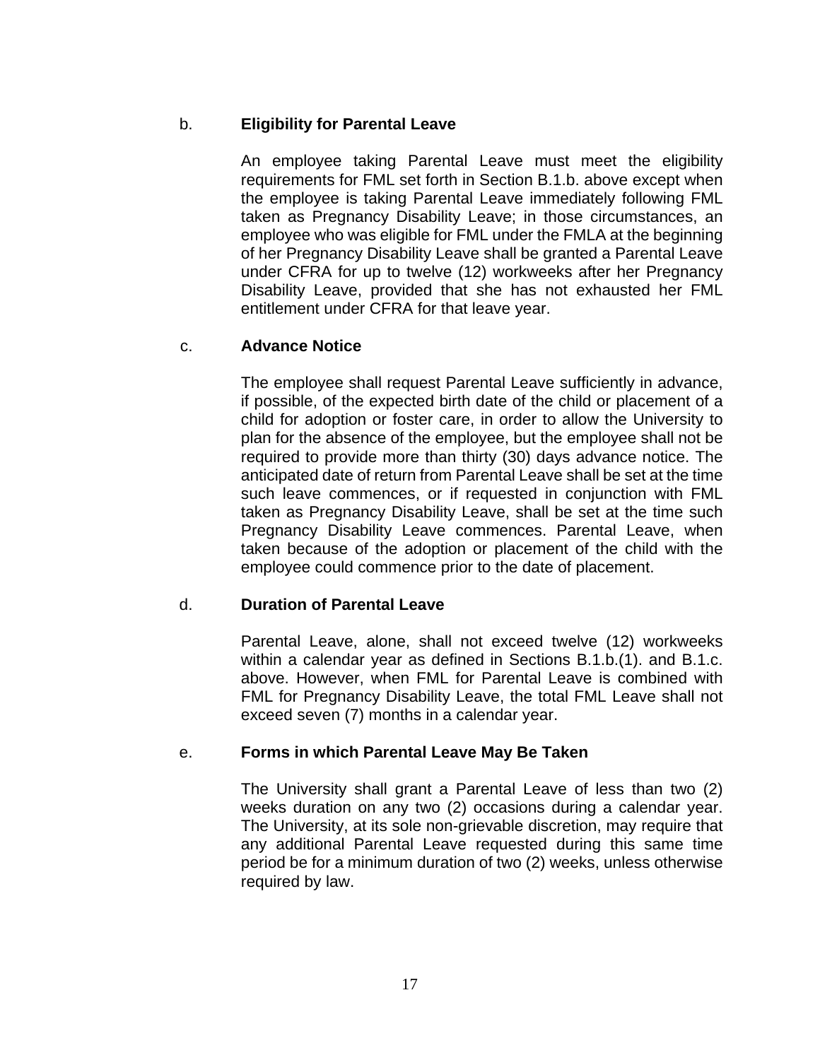b. **Eligibility for Parental Leave**

An employee taking Parental Leave must meet the eligibility requirements for FML set forth in Section B.1.b. above except when the employee is taking Parental Leave immediately following FML taken as Pregnancy Disability Leave; in those circumstances, an employee who was eligible for FML under the FMLA at the beginning of her Pregnancy Disability Leave shall be granted a Parental Leave under CFRA for up to twelve (12) workweeks after her Pregnancy Disability Leave, provided that she has not exhausted her FML entitlement under CFRA for that leave year.

c. **Advance Notice**

The employee shall request Parental Leave sufficiently in advance, if possible, of the expected birth date of the child or placement of a child for adoption or foster care, in order to allow the University to plan for the absence of the employee, but the employee shall not be required to provide more than thirty (30) days advance notice. The anticipated date of return from Parental Leave shall be set at the time such leave commences, or if requested in conjunction with FML taken as Pregnancy Disability Leave, shall be set at the time such Pregnancy Disability Leave commences. Parental Leave, when taken because of the adoption or placement of the child with the employee could commence prior to the date of placement.

d. **Duration of Parental Leave**

Parental Leave, alone, shall not exceed twelve (12) workweeks within a calendar year as defined in Sections B.1.b.(1). and B.1.c. above. However, when FML for Parental Leave is combined with FML for Pregnancy Disability Leave, the total FML Leave shall not exceed seven (7) months in a calendar year.

e. **Forms in which Parental Leave May Be Taken**

The University shall grant a Parental Leave of less than two (2) weeks duration on any two (2) occasions during a calendar year. The University, at its sole non-grievable discretion, may require that any additional Parental Leave requested during this same time period be for a minimum duration of two (2) weeks, unless otherwise required by law.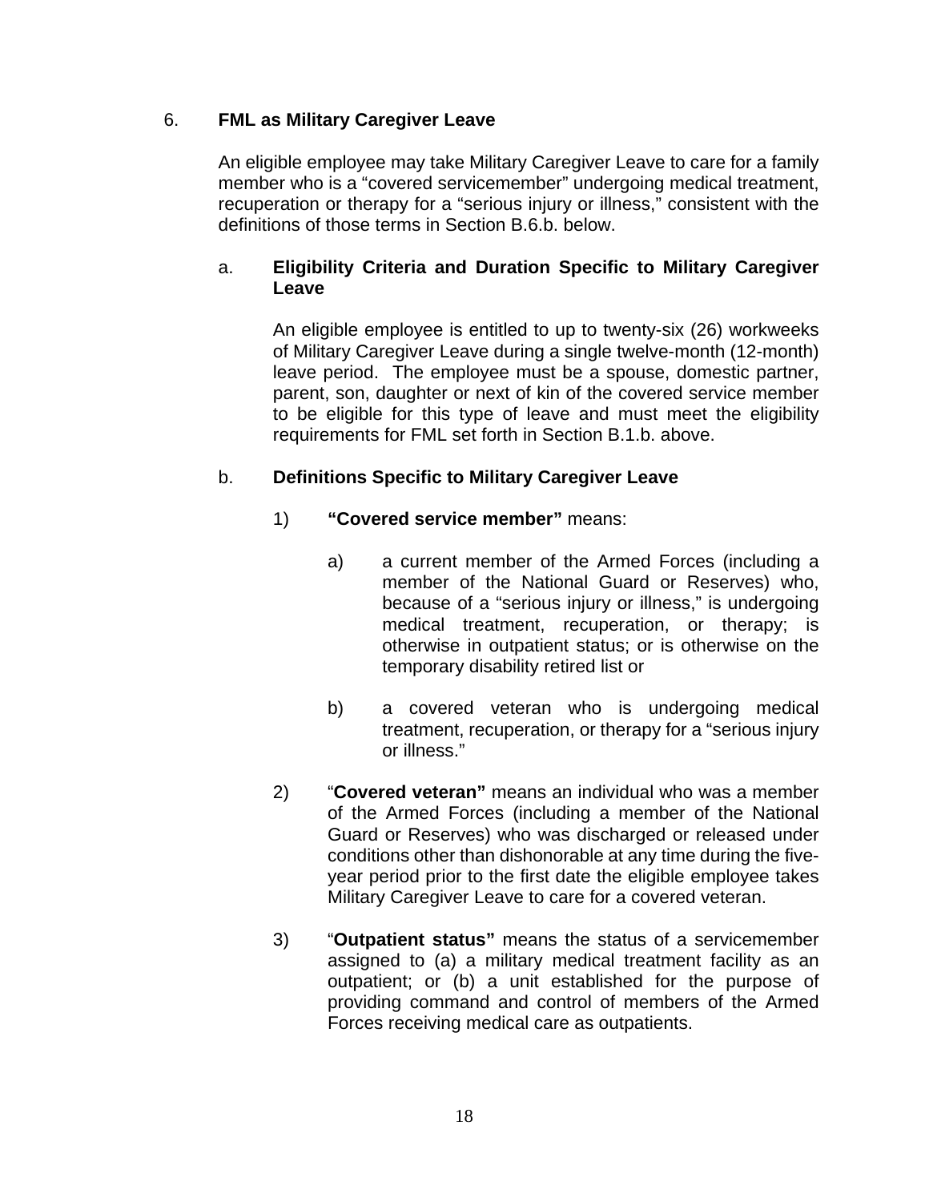### 6. FML as Military Caregiver Leave

An eligible employee may take Military Caregiver Leave to care for a family member who is a "covered servicemember" undergoing medical treatment, recuperation or therapy for a "serious injury or illness," consistent with the definitions of those terms in Section B.6.b. below.

#### a. Eligibility Criteria and Duration Specific to Military Caregiver Leave

An eligible employee is entitled to up to twenty-six (26) workweeks of Military Caregiver Leave during a single twelve-month (12-month) leave period. The employee must be a spouse, domestic partner, parent, son, daughter or next of kin of the covered service member to be eligible for this type of leave and must meet the eligibility requirements for FML set forth in Section B.1.b. above.

#### b. Definitions Specific to Military Caregiver Leave

1) **"Covered service member"** means:

   a) a current member of the Armed Forces (including a member of the National Guard or Reserves) who, because of a "serious injury or illness," is undergoing medical treatment, recuperation, or therapy; is otherwise in outpatient status; or is otherwise on the temporary disability retired list or

   b) a covered veteran who is undergoing medical treatment, recuperation, or therapy for a "serious injury or illness."

2) "**Covered veteran"** means an individual who was a member of the Armed Forces (including a member of the National Guard or Reserves) who was discharged or released under conditions other than dishonorable at any time during the five-year period prior to the first date the eligible employee takes Military Caregiver Leave to care for a covered veteran.

3) "**Outpatient status"** means the status of a servicemember assigned to (a) a military medical treatment facility as an outpatient; or (b) a unit established for the purpose of providing command and control of members of the Armed Forces receiving medical care as outpatients.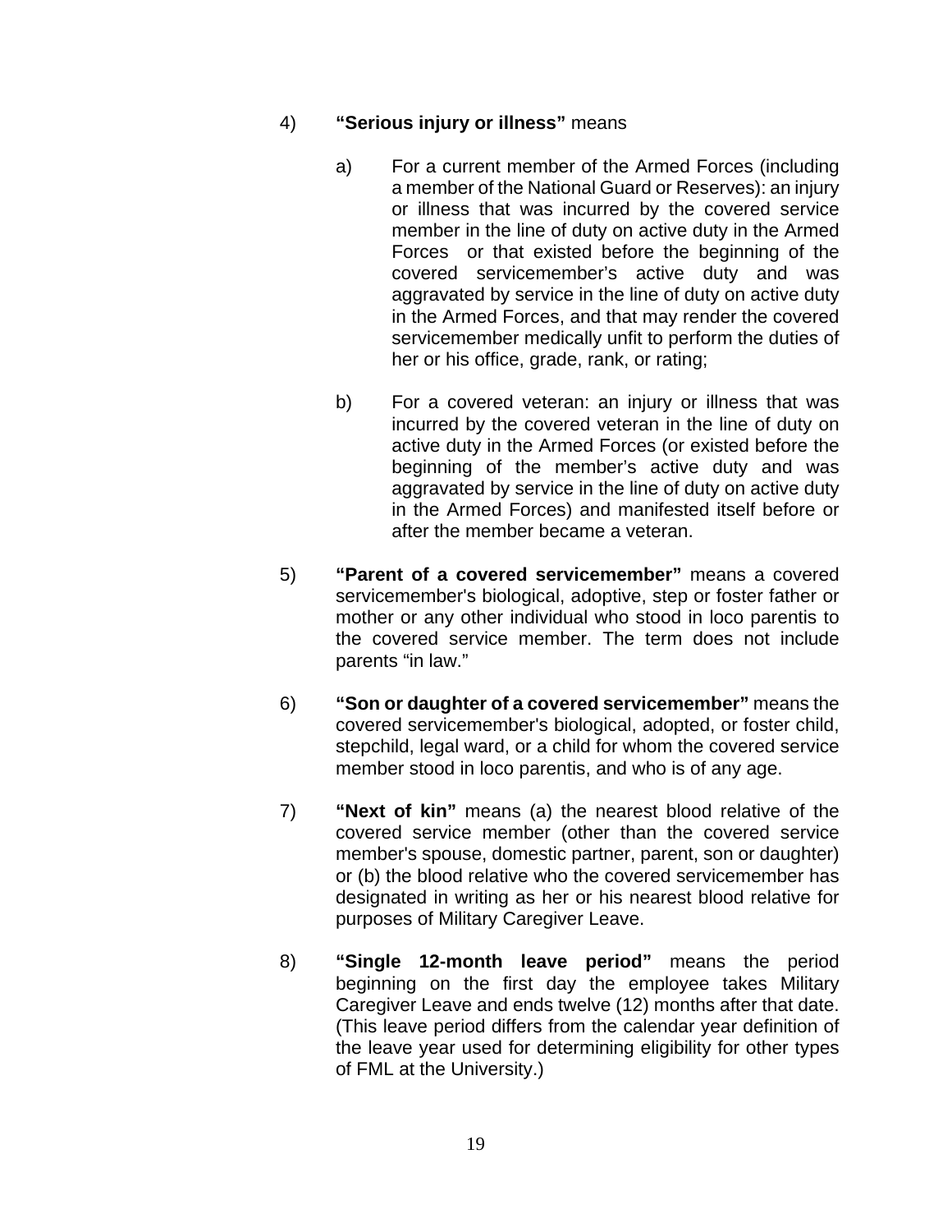4) **"Serious injury or illness"** means

   a) For a current member of the Armed Forces (including a member of the National Guard or Reserves): an injury or illness that was incurred by the covered service member in the line of duty on active duty in the Armed Forces or that existed before the beginning of the covered servicemember's active duty and was aggravated by service in the line of duty on active duty in the Armed Forces, and that may render the covered servicemember medically unfit to perform the duties of her or his office, grade, rank, or rating;

   b) For a covered veteran: an injury or illness that was incurred by the covered veteran in the line of duty on active duty in the Armed Forces (or existed before the beginning of the member's active duty and was aggravated by service in the line of duty on active duty in the Armed Forces) and manifested itself before or after the member became a veteran.

5) **"Parent of a covered servicemember"** means a covered servicemember's biological, adoptive, step or foster father or mother or any other individual who stood in loco parentis to the covered service member. The term does not include parents "in law."

6) **"Son or daughter of a covered servicemember"** means the covered servicemember's biological, adopted, or foster child, stepchild, legal ward, or a child for whom the covered service member stood in loco parentis, and who is of any age.

7) **"Next of kin"** means (a) the nearest blood relative of the covered service member (other than the covered service member's spouse, domestic partner, parent, son or daughter) or (b) the blood relative who the covered servicemember has designated in writing as her or his nearest blood relative for purposes of Military Caregiver Leave.

8) **"Single 12-month leave period"** means the period beginning on the first day the employee takes Military Caregiver Leave and ends twelve (12) months after that date. (This leave period differs from the calendar year definition of the leave year used for determining eligibility for other types of FML at the University.)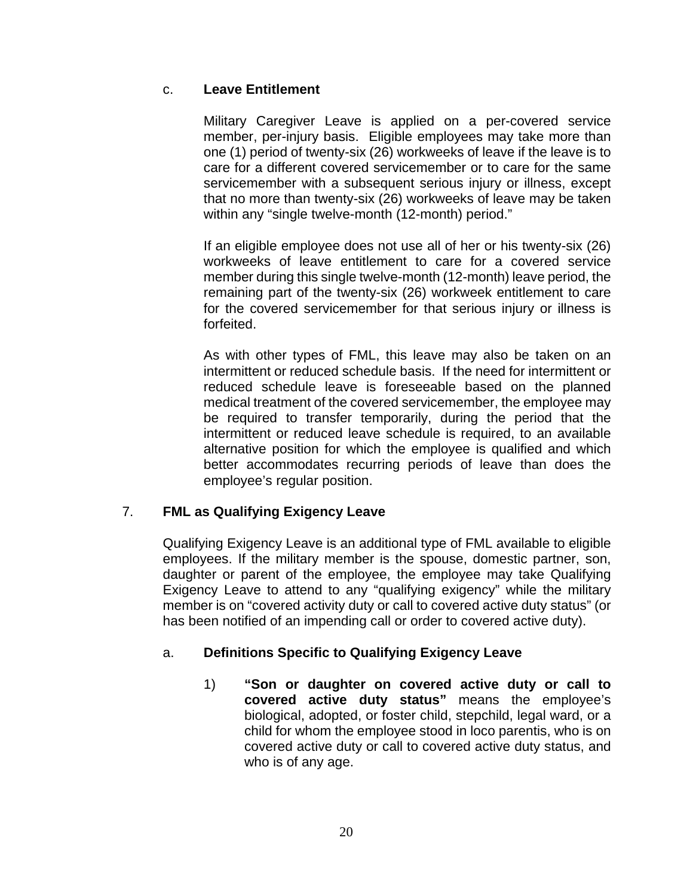c. **Leave Entitlement**

Military Caregiver Leave is applied on a per-covered service member, per-injury basis. Eligible employees may take more than one (1) period of twenty-six (26) workweeks of leave if the leave is to care for a different covered servicemember or to care for the same servicemember with a subsequent serious injury or illness, except that no more than twenty-six (26) workweeks of leave may be taken within any "single twelve-month (12-month) period."

If an eligible employee does not use all of her or his twenty-six (26) workweeks of leave entitlement to care for a covered service member during this single twelve-month (12-month) leave period, the remaining part of the twenty-six (26) workweek entitlement to care for the covered servicemember for that serious injury or illness is forfeited.

As with other types of FML, this leave may also be taken on an intermittent or reduced schedule basis. If the need for intermittent or reduced schedule leave is foreseeable based on the planned medical treatment of the covered servicemember, the employee may be required to transfer temporarily, during the period that the intermittent or reduced leave schedule is required, to an available alternative position for which the employee is qualified and which better accommodates recurring periods of leave than does the employee's regular position.

7. **FML as Qualifying Exigency Leave**

Qualifying Exigency Leave is an additional type of FML available to eligible employees. If the military member is the spouse, domestic partner, son, daughter or parent of the employee, the employee may take Qualifying Exigency Leave to attend to any "qualifying exigency" while the military member is on "covered activity duty or call to covered active duty status" (or has been notified of an impending call or order to covered active duty).

a. **Definitions Specific to Qualifying Exigency Leave**

1) **"Son or daughter on covered active duty or call to covered active duty status"** means the employee's biological, adopted, or foster child, stepchild, legal ward, or a child for whom the employee stood in loco parentis, who is on covered active duty or call to covered active duty status, and who is of any age.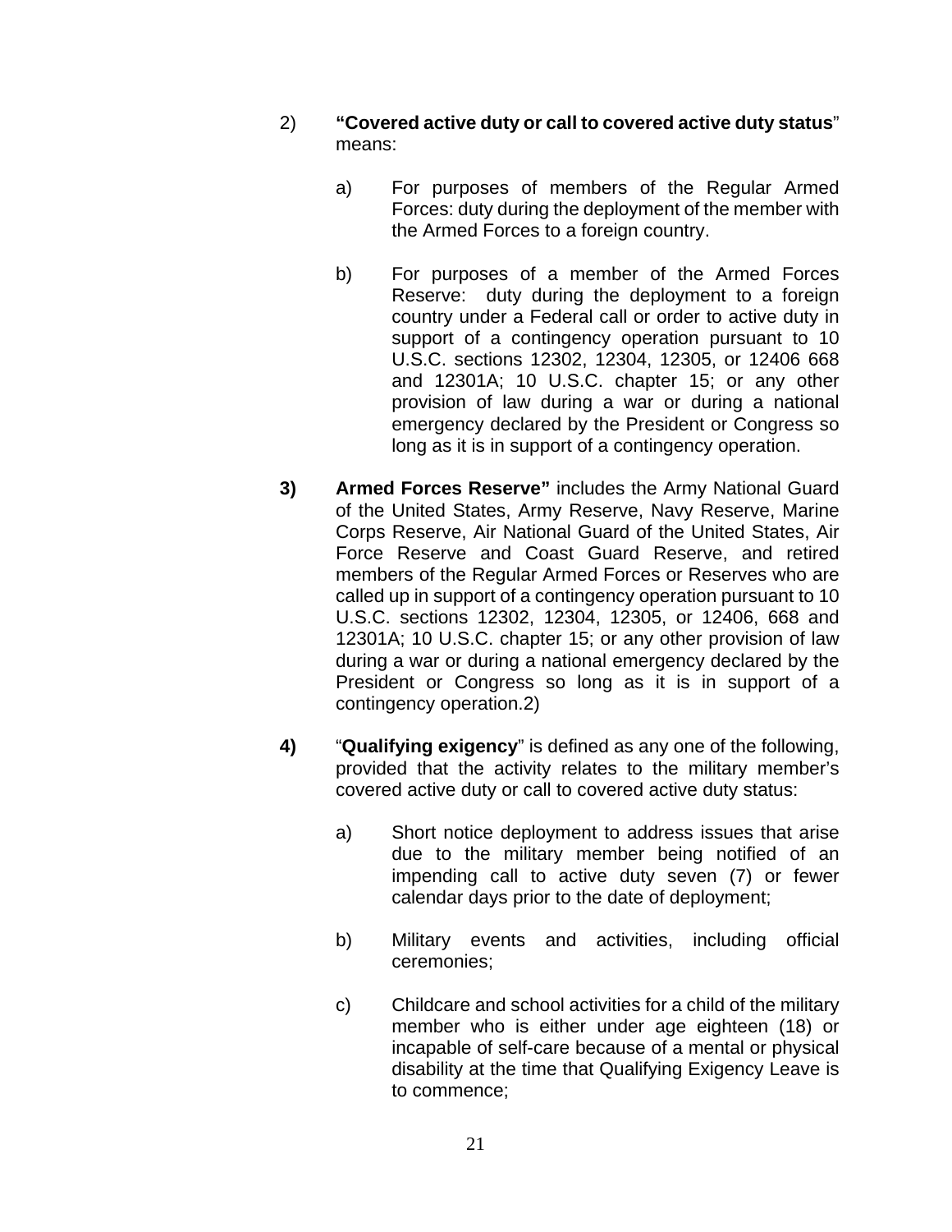2) **"Covered active duty or call to covered active duty status**" means:

   a) For purposes of members of the Regular Armed Forces: duty during the deployment of the member with the Armed Forces to a foreign country.

   b) For purposes of a member of the Armed Forces Reserve: duty during the deployment to a foreign country under a Federal call or order to active duty in support of a contingency operation pursuant to 10 U.S.C. sections 12302, 12304, 12305, or 12406 668 and 12301A; 10 U.S.C. chapter 15; or any other provision of law during a war or during a national emergency declared by the President or Congress so long as it is in support of a contingency operation.

**3)** **Armed Forces Reserve"** includes the Army National Guard of the United States, Army Reserve, Navy Reserve, Marine Corps Reserve, Air National Guard of the United States, Air Force Reserve and Coast Guard Reserve, and retired members of the Regular Armed Forces or Reserves who are called up in support of a contingency operation pursuant to 10 U.S.C. sections 12302, 12304, 12305, or 12406, 668 and 12301A; 10 U.S.C. chapter 15; or any other provision of law during a war or during a national emergency declared by the President or Congress so long as it is in support of a contingency operation.2)

**4)** "**Qualifying exigency**" is defined as any one of the following, provided that the activity relates to the military member's covered active duty or call to covered active duty status:

   a) Short notice deployment to address issues that arise due to the military member being notified of an impending call to active duty seven (7) or fewer calendar days prior to the date of deployment;

   b) Military events and activities, including official ceremonies;

   c) Childcare and school activities for a child of the military member who is either under age eighteen (18) or incapable of self-care because of a mental or physical disability at the time that Qualifying Exigency Leave is to commence;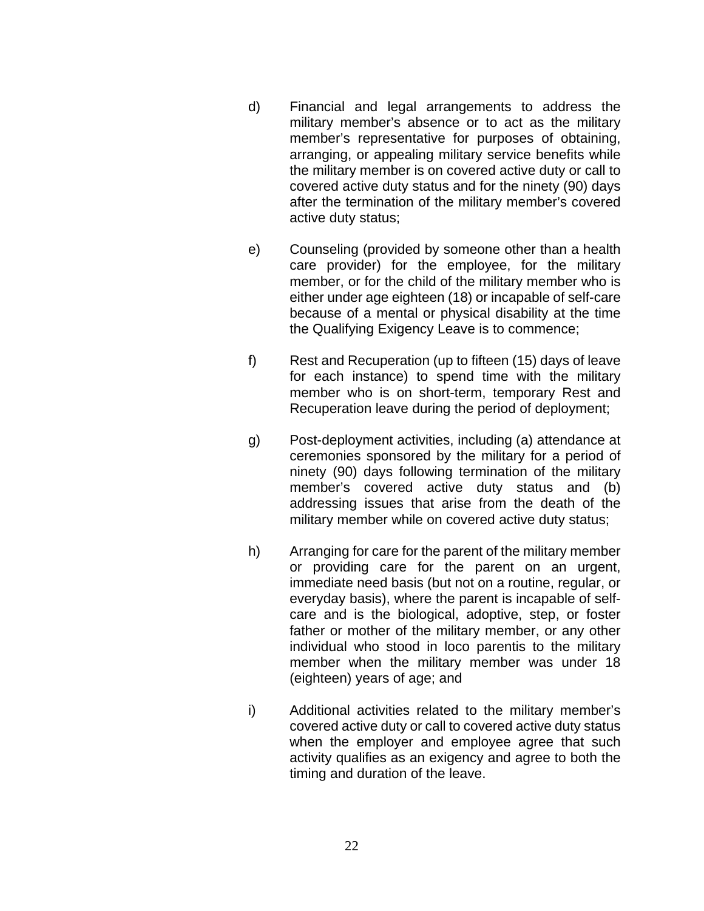d) Financial and legal arrangements to address the military member's absence or to act as the military member's representative for purposes of obtaining, arranging, or appealing military service benefits while the military member is on covered active duty or call to covered active duty status and for the ninety (90) days after the termination of the military member's covered active duty status;

e) Counseling (provided by someone other than a health care provider) for the employee, for the military member, or for the child of the military member who is either under age eighteen (18) or incapable of self-care because of a mental or physical disability at the time the Qualifying Exigency Leave is to commence;

f) Rest and Recuperation (up to fifteen (15) days of leave for each instance) to spend time with the military member who is on short-term, temporary Rest and Recuperation leave during the period of deployment;

g) Post-deployment activities, including (a) attendance at ceremonies sponsored by the military for a period of ninety (90) days following termination of the military member's covered active duty status and (b) addressing issues that arise from the death of the military member while on covered active duty status;

h) Arranging for care for the parent of the military member or providing care for the parent on an urgent, immediate need basis (but not on a routine, regular, or everyday basis), where the parent is incapable of self-care and is the biological, adoptive, step, or foster father or mother of the military member, or any other individual who stood in loco parentis to the military member when the military member was under 18 (eighteen) years of age; and

i) Additional activities related to the military member's covered active duty or call to covered active duty status when the employer and employee agree that such activity qualifies as an exigency and agree to both the timing and duration of the leave.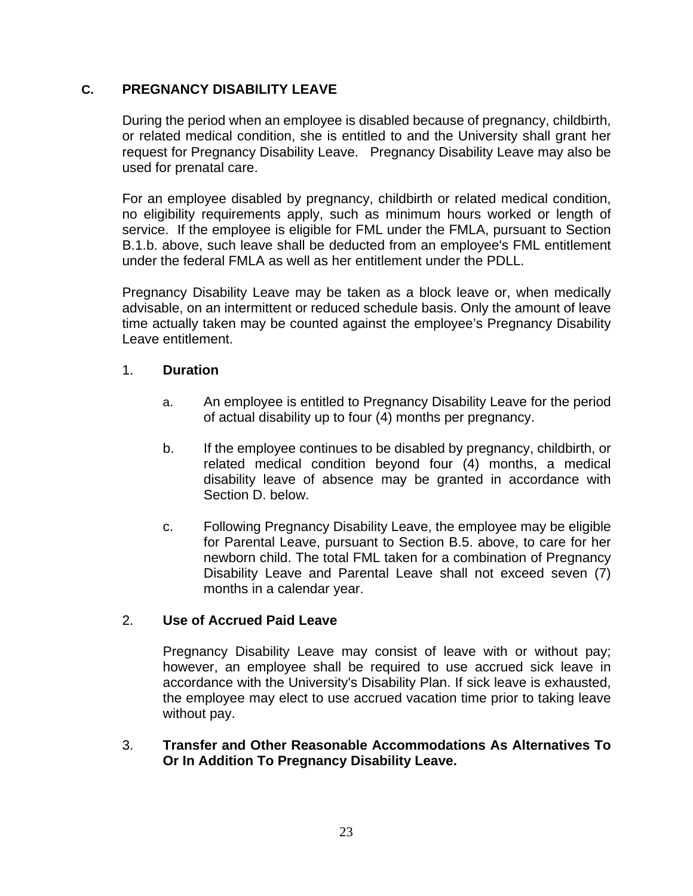## C. PREGNANCY DISABILITY LEAVE

During the period when an employee is disabled because of pregnancy, childbirth, or related medical condition, she is entitled to and the University shall grant her request for Pregnancy Disability Leave. Pregnancy Disability Leave may also be used for prenatal care.

For an employee disabled by pregnancy, childbirth or related medical condition, no eligibility requirements apply, such as minimum hours worked or length of service. If the employee is eligible for FML under the FMLA, pursuant to Section B.1.b. above, such leave shall be deducted from an employee's FML entitlement under the federal FMLA as well as her entitlement under the PDLL.

Pregnancy Disability Leave may be taken as a block leave or, when medically advisable, on an intermittent or reduced schedule basis. Only the amount of leave time actually taken may be counted against the employee's Pregnancy Disability Leave entitlement.

### 1. Duration

a. An employee is entitled to Pregnancy Disability Leave for the period of actual disability up to four (4) months per pregnancy.

b. If the employee continues to be disabled by pregnancy, childbirth, or related medical condition beyond four (4) months, a medical disability leave of absence may be granted in accordance with Section D. below.

c. Following Pregnancy Disability Leave, the employee may be eligible for Parental Leave, pursuant to Section B.5. above, to care for her newborn child. The total FML taken for a combination of Pregnancy Disability Leave and Parental Leave shall not exceed seven (7) months in a calendar year.

### 2. Use of Accrued Paid Leave

Pregnancy Disability Leave may consist of leave with or without pay; however, an employee shall be required to use accrued sick leave in accordance with the University's Disability Plan. If sick leave is exhausted, the employee may elect to use accrued vacation time prior to taking leave without pay.

### 3. Transfer and Other Reasonable Accommodations As Alternatives To Or In Addition To Pregnancy Disability Leave.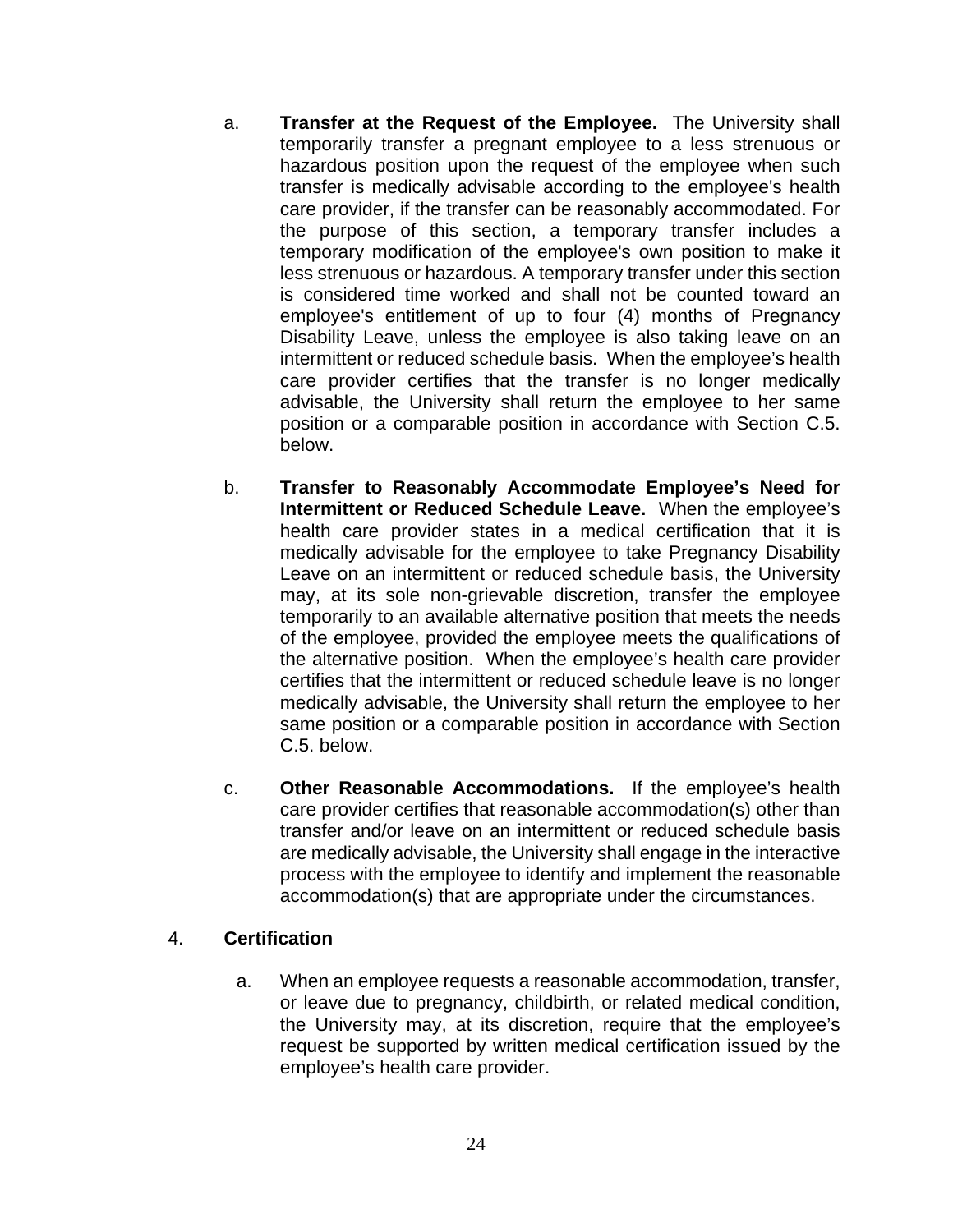a. **Transfer at the Request of the Employee.** The University shall temporarily transfer a pregnant employee to a less strenuous or hazardous position upon the request of the employee when such transfer is medically advisable according to the employee's health care provider, if the transfer can be reasonably accommodated. For the purpose of this section, a temporary transfer includes a temporary modification of the employee's own position to make it less strenuous or hazardous. A temporary transfer under this section is considered time worked and shall not be counted toward an employee's entitlement of up to four (4) months of Pregnancy Disability Leave, unless the employee is also taking leave on an intermittent or reduced schedule basis. When the employee's health care provider certifies that the transfer is no longer medically advisable, the University shall return the employee to her same position or a comparable position in accordance with Section C.5. below.

b. **Transfer to Reasonably Accommodate Employee's Need for Intermittent or Reduced Schedule Leave.** When the employee's health care provider states in a medical certification that it is medically advisable for the employee to take Pregnancy Disability Leave on an intermittent or reduced schedule basis, the University may, at its sole non-grievable discretion, transfer the employee temporarily to an available alternative position that meets the needs of the employee, provided the employee meets the qualifications of the alternative position. When the employee's health care provider certifies that the intermittent or reduced schedule leave is no longer medically advisable, the University shall return the employee to her same position or a comparable position in accordance with Section C.5. below.

c. **Other Reasonable Accommodations.** If the employee's health care provider certifies that reasonable accommodation(s) other than transfer and/or leave on an intermittent or reduced schedule basis are medically advisable, the University shall engage in the interactive process with the employee to identify and implement the reasonable accommodation(s) that are appropriate under the circumstances.

4. **Certification**

a. When an employee requests a reasonable accommodation, transfer, or leave due to pregnancy, childbirth, or related medical condition, the University may, at its discretion, require that the employee's request be supported by written medical certification issued by the employee's health care provider.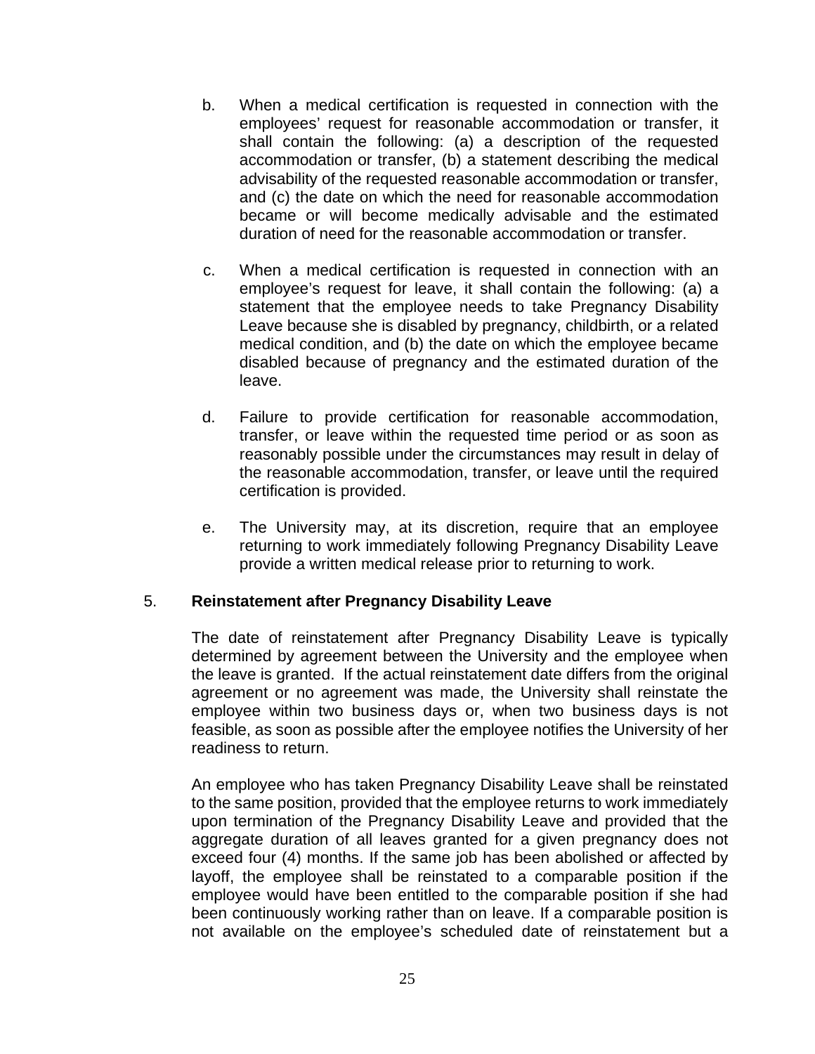b. When a medical certification is requested in connection with the employees' request for reasonable accommodation or transfer, it shall contain the following: (a) a description of the requested accommodation or transfer, (b) a statement describing the medical advisability of the requested reasonable accommodation or transfer, and (c) the date on which the need for reasonable accommodation became or will become medically advisable and the estimated duration of need for the reasonable accommodation or transfer.

c. When a medical certification is requested in connection with an employee's request for leave, it shall contain the following: (a) a statement that the employee needs to take Pregnancy Disability Leave because she is disabled by pregnancy, childbirth, or a related medical condition, and (b) the date on which the employee became disabled because of pregnancy and the estimated duration of the leave.

d. Failure to provide certification for reasonable accommodation, transfer, or leave within the requested time period or as soon as reasonably possible under the circumstances may result in delay of the reasonable accommodation, transfer, or leave until the required certification is provided.

e. The University may, at its discretion, require that an employee returning to work immediately following Pregnancy Disability Leave provide a written medical release prior to returning to work.

5. **Reinstatement after Pregnancy Disability Leave**

The date of reinstatement after Pregnancy Disability Leave is typically determined by agreement between the University and the employee when the leave is granted. If the actual reinstatement date differs from the original agreement or no agreement was made, the University shall reinstate the employee within two business days or, when two business days is not feasible, as soon as possible after the employee notifies the University of her readiness to return.

An employee who has taken Pregnancy Disability Leave shall be reinstated to the same position, provided that the employee returns to work immediately upon termination of the Pregnancy Disability Leave and provided that the aggregate duration of all leaves granted for a given pregnancy does not exceed four (4) months. If the same job has been abolished or affected by layoff, the employee shall be reinstated to a comparable position if the employee would have been entitled to the comparable position if she had been continuously working rather than on leave. If a comparable position is not available on the employee's scheduled date of reinstatement but a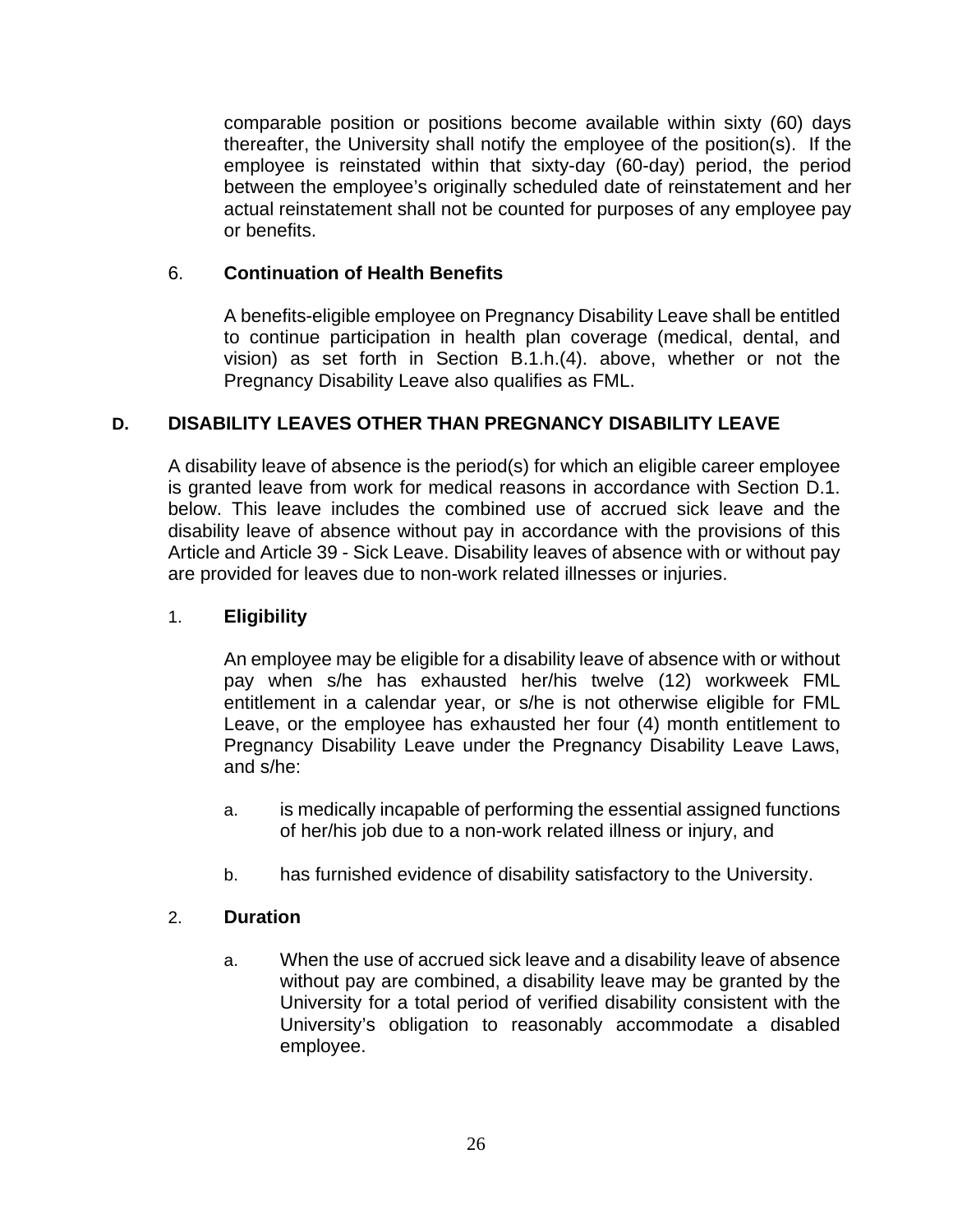comparable position or positions become available within sixty (60) days thereafter, the University shall notify the employee of the position(s). If the employee is reinstated within that sixty-day (60-day) period, the period between the employee's originally scheduled date of reinstatement and her actual reinstatement shall not be counted for purposes of any employee pay or benefits.

6. **Continuation of Health Benefits**

   A benefits-eligible employee on Pregnancy Disability Leave shall be entitled to continue participation in health plan coverage (medical, dental, and vision) as set forth in Section B.1.h.(4). above, whether or not the Pregnancy Disability Leave also qualifies as FML.

## D. DISABILITY LEAVES OTHER THAN PREGNANCY DISABILITY LEAVE

A disability leave of absence is the period(s) for which an eligible career employee is granted leave from work for medical reasons in accordance with Section D.1. below. This leave includes the combined use of accrued sick leave and the disability leave of absence without pay in accordance with the provisions of this Article and Article 39 - Sick Leave. Disability leaves of absence with or without pay are provided for leaves due to non-work related illnesses or injuries.

1. **Eligibility**

   An employee may be eligible for a disability leave of absence with or without pay when s/he has exhausted her/his twelve (12) workweek FML entitlement in a calendar year, or s/he is not otherwise eligible for FML Leave, or the employee has exhausted her four (4) month entitlement to Pregnancy Disability Leave under the Pregnancy Disability Leave Laws, and s/he:

   a. is medically incapable of performing the essential assigned functions of her/his job due to a non-work related illness or injury, and

   b. has furnished evidence of disability satisfactory to the University.

2. **Duration**

   a. When the use of accrued sick leave and a disability leave of absence without pay are combined, a disability leave may be granted by the University for a total period of verified disability consistent with the University's obligation to reasonably accommodate a disabled employee.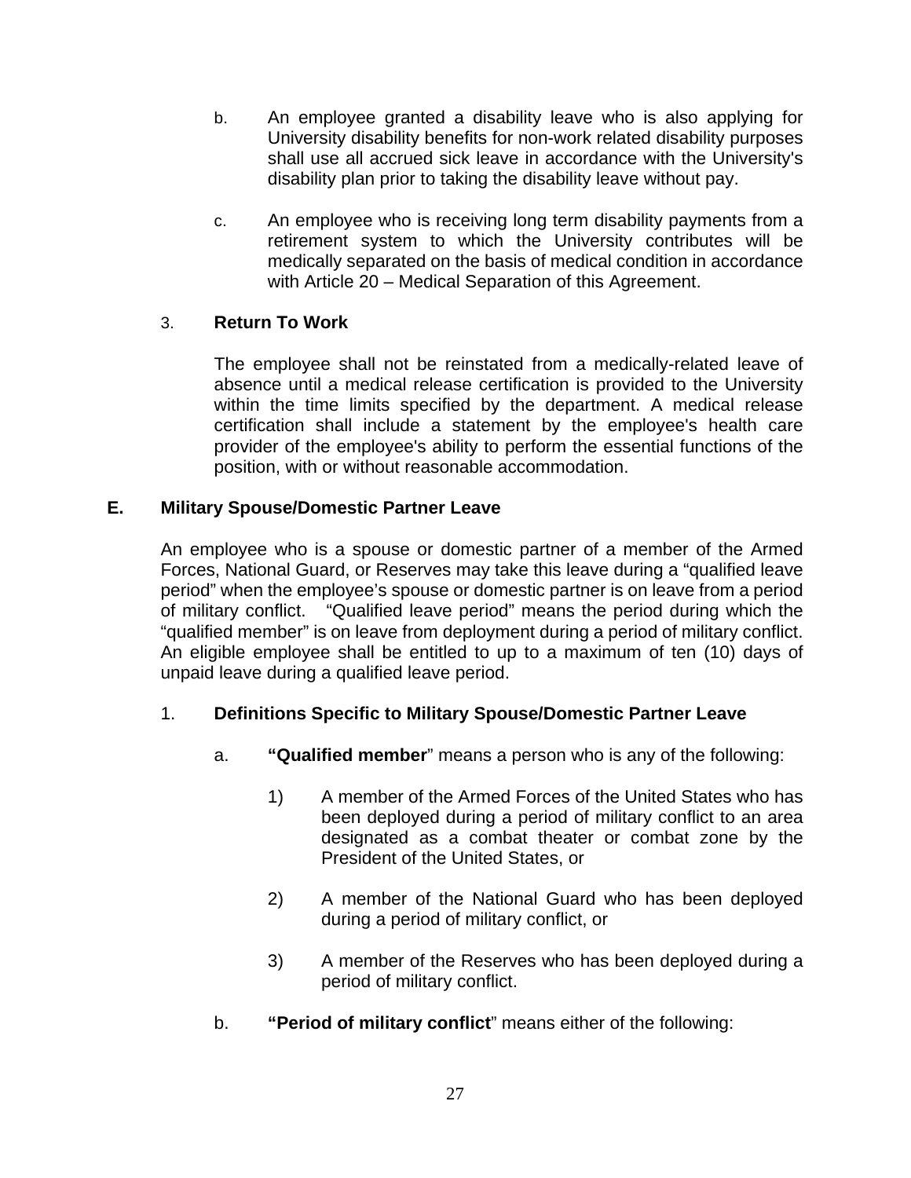b. An employee granted a disability leave who is also applying for University disability benefits for non-work related disability purposes shall use all accrued sick leave in accordance with the University's disability plan prior to taking the disability leave without pay.

c. An employee who is receiving long term disability payments from a retirement system to which the University contributes will be medically separated on the basis of medical condition in accordance with Article 20 – Medical Separation of this Agreement.

3. **Return To Work**

The employee shall not be reinstated from a medically-related leave of absence until a medical release certification is provided to the University within the time limits specified by the department. A medical release certification shall include a statement by the employee's health care provider of the employee's ability to perform the essential functions of the position, with or without reasonable accommodation.

## E. Military Spouse/Domestic Partner Leave

An employee who is a spouse or domestic partner of a member of the Armed Forces, National Guard, or Reserves may take this leave during a “qualified leave period” when the employee’s spouse or domestic partner is on leave from a period of military conflict. “Qualified leave period” means the period during which the “qualified member” is on leave from deployment during a period of military conflict. An eligible employee shall be entitled to up to a maximum of ten (10) days of unpaid leave during a qualified leave period.

1. **Definitions Specific to Military Spouse/Domestic Partner Leave**

a. **“Qualified member**” means a person who is any of the following:

1) A member of the Armed Forces of the United States who has been deployed during a period of military conflict to an area designated as a combat theater or combat zone by the President of the United States, or

2) A member of the National Guard who has been deployed during a period of military conflict, or

3) A member of the Reserves who has been deployed during a period of military conflict.

b. **“Period of military conflict**” means either of the following: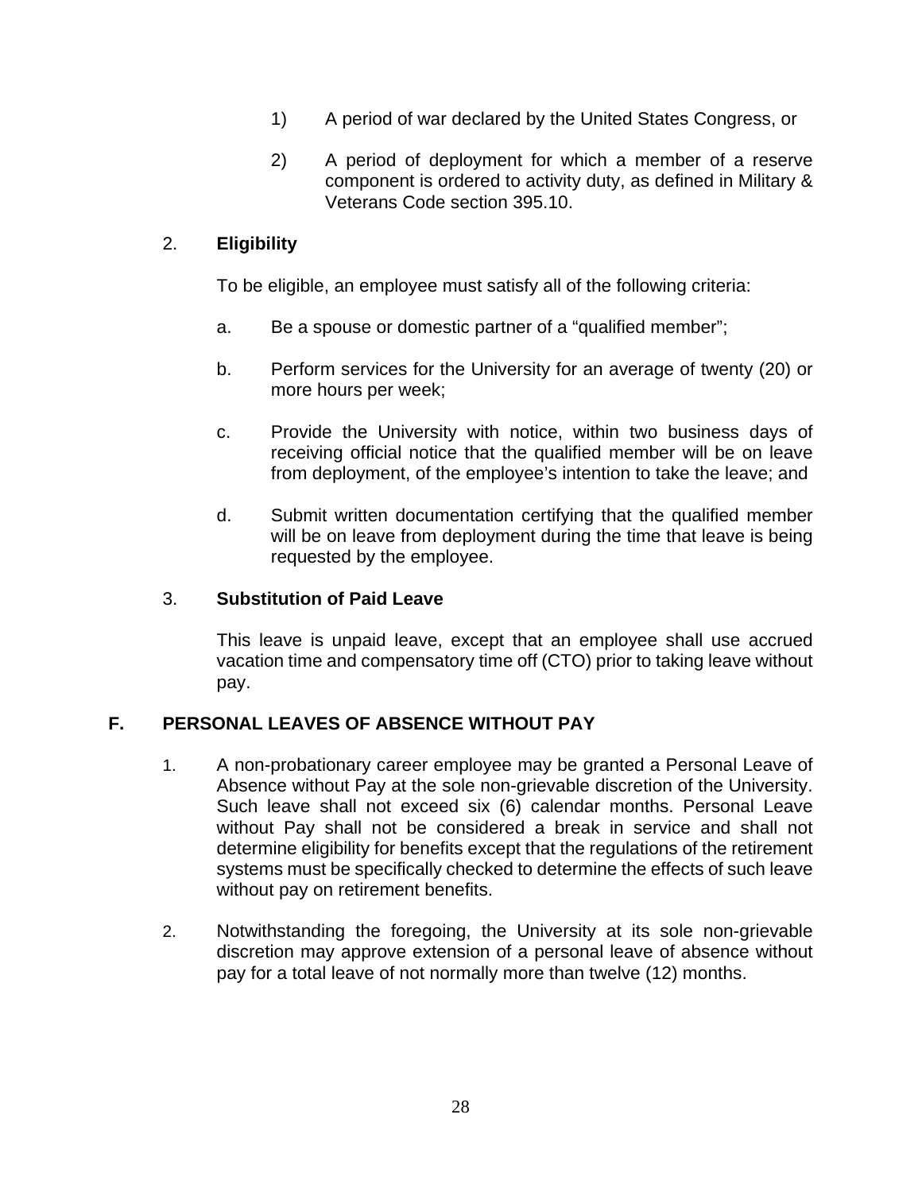1) A period of war declared by the United States Congress, or

2) A period of deployment for which a member of a reserve component is ordered to activity duty, as defined in Military & Veterans Code section 395.10.

2. **Eligibility**

To be eligible, an employee must satisfy all of the following criteria:

a. Be a spouse or domestic partner of a "qualified member";

b. Perform services for the University for an average of twenty (20) or more hours per week;

c. Provide the University with notice, within two business days of receiving official notice that the qualified member will be on leave from deployment, of the employee's intention to take the leave; and

d. Submit written documentation certifying that the qualified member will be on leave from deployment during the time that leave is being requested by the employee.

3. **Substitution of Paid Leave**

This leave is unpaid leave, except that an employee shall use accrued vacation time and compensatory time off (CTO) prior to taking leave without pay.

## F. PERSONAL LEAVES OF ABSENCE WITHOUT PAY

1. A non-probationary career employee may be granted a Personal Leave of Absence without Pay at the sole non-grievable discretion of the University. Such leave shall not exceed six (6) calendar months. Personal Leave without Pay shall not be considered a break in service and shall not determine eligibility for benefits except that the regulations of the retirement systems must be specifically checked to determine the effects of such leave without pay on retirement benefits.

2. Notwithstanding the foregoing, the University at its sole non-grievable discretion may approve extension of a personal leave of absence without pay for a total leave of not normally more than twelve (12) months.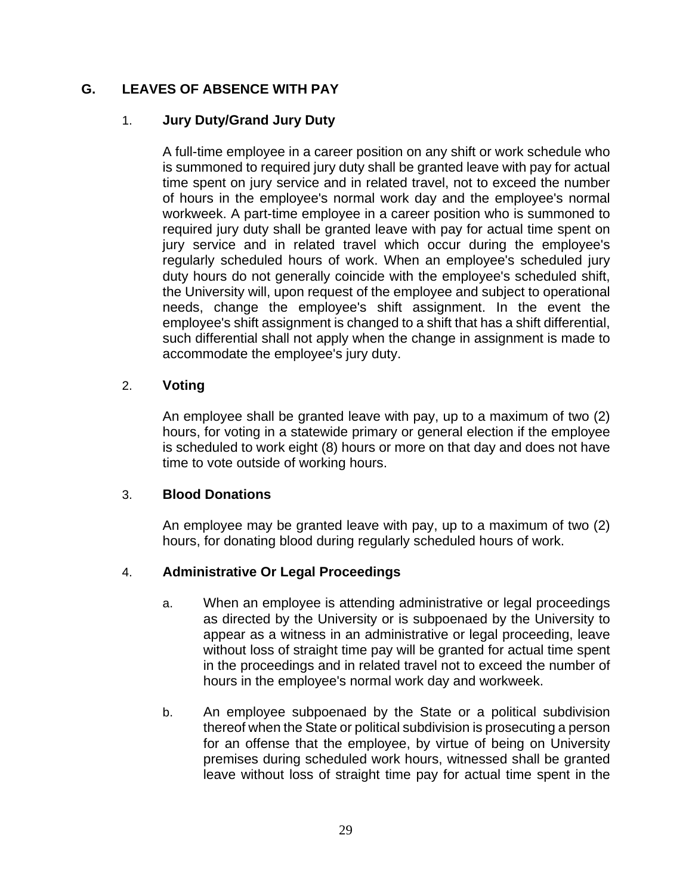## G. LEAVES OF ABSENCE WITH PAY

### 1. Jury Duty/Grand Jury Duty

A full-time employee in a career position on any shift or work schedule who is summoned to required jury duty shall be granted leave with pay for actual time spent on jury service and in related travel, not to exceed the number of hours in the employee's normal work day and the employee's normal workweek. A part-time employee in a career position who is summoned to required jury duty shall be granted leave with pay for actual time spent on jury service and in related travel which occur during the employee's regularly scheduled hours of work. When an employee's scheduled jury duty hours do not generally coincide with the employee's scheduled shift, the University will, upon request of the employee and subject to operational needs, change the employee's shift assignment. In the event the employee's shift assignment is changed to a shift that has a shift differential, such differential shall not apply when the change in assignment is made to accommodate the employee's jury duty.

### 2. Voting

An employee shall be granted leave with pay, up to a maximum of two (2) hours, for voting in a statewide primary or general election if the employee is scheduled to work eight (8) hours or more on that day and does not have time to vote outside of working hours.

### 3. Blood Donations

An employee may be granted leave with pay, up to a maximum of two (2) hours, for donating blood during regularly scheduled hours of work.

### 4. Administrative Or Legal Proceedings

a. When an employee is attending administrative or legal proceedings as directed by the University or is subpoenaed by the University to appear as a witness in an administrative or legal proceeding, leave without loss of straight time pay will be granted for actual time spent in the proceedings and in related travel not to exceed the number of hours in the employee's normal work day and workweek.

b. An employee subpoenaed by the State or a political subdivision thereof when the State or political subdivision is prosecuting a person for an offense that the employee, by virtue of being on University premises during scheduled work hours, witnessed shall be granted leave without loss of straight time pay for actual time spent in the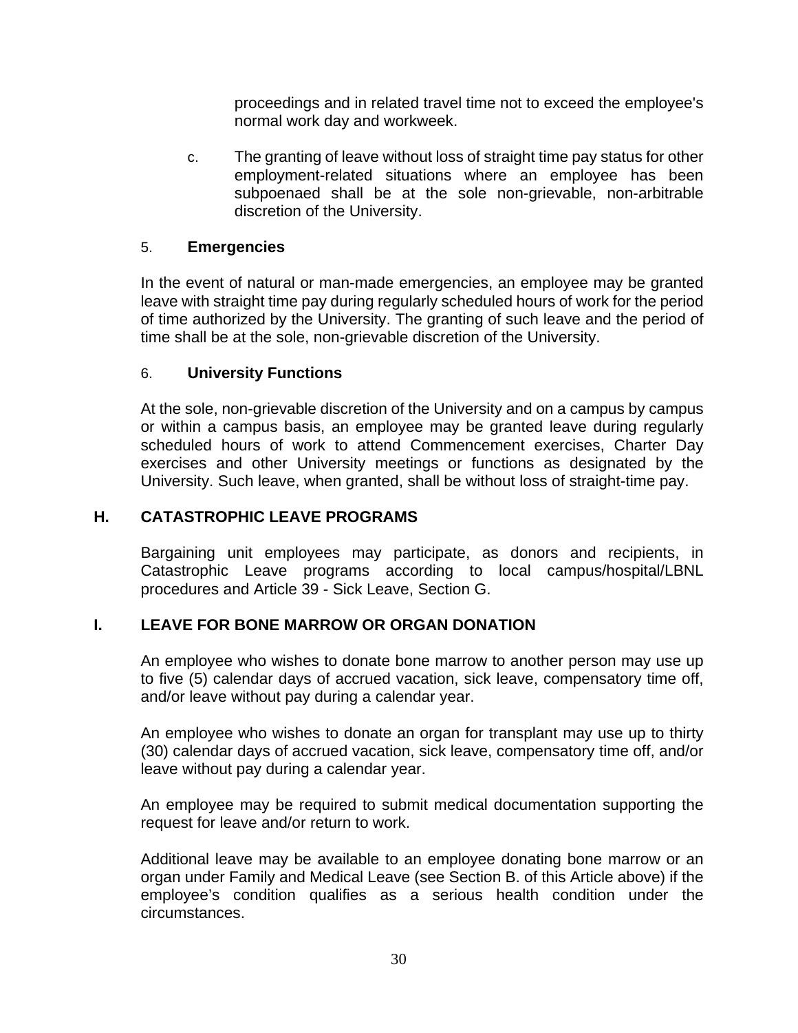proceedings and in related travel time not to exceed the employee's normal work day and workweek.

c. The granting of leave without loss of straight time pay status for other employment-related situations where an employee has been subpoenaed shall be at the sole non-grievable, non-arbitrable discretion of the University.

5. **Emergencies**

In the event of natural or man-made emergencies, an employee may be granted leave with straight time pay during regularly scheduled hours of work for the period of time authorized by the University. The granting of such leave and the period of time shall be at the sole, non-grievable discretion of the University.

6. **University Functions**

At the sole, non-grievable discretion of the University and on a campus by campus or within a campus basis, an employee may be granted leave during regularly scheduled hours of work to attend Commencement exercises, Charter Day exercises and other University meetings or functions as designated by the University. Such leave, when granted, shall be without loss of straight-time pay.

## H. CATASTROPHIC LEAVE PROGRAMS

Bargaining unit employees may participate, as donors and recipients, in Catastrophic Leave programs according to local campus/hospital/LBNL procedures and Article 39 - Sick Leave, Section G.

## I. LEAVE FOR BONE MARROW OR ORGAN DONATION

An employee who wishes to donate bone marrow to another person may use up to five (5) calendar days of accrued vacation, sick leave, compensatory time off, and/or leave without pay during a calendar year.

An employee who wishes to donate an organ for transplant may use up to thirty (30) calendar days of accrued vacation, sick leave, compensatory time off, and/or leave without pay during a calendar year.

An employee may be required to submit medical documentation supporting the request for leave and/or return to work.

Additional leave may be available to an employee donating bone marrow or an organ under Family and Medical Leave (see Section B. of this Article above) if the employee's condition qualifies as a serious health condition under the circumstances.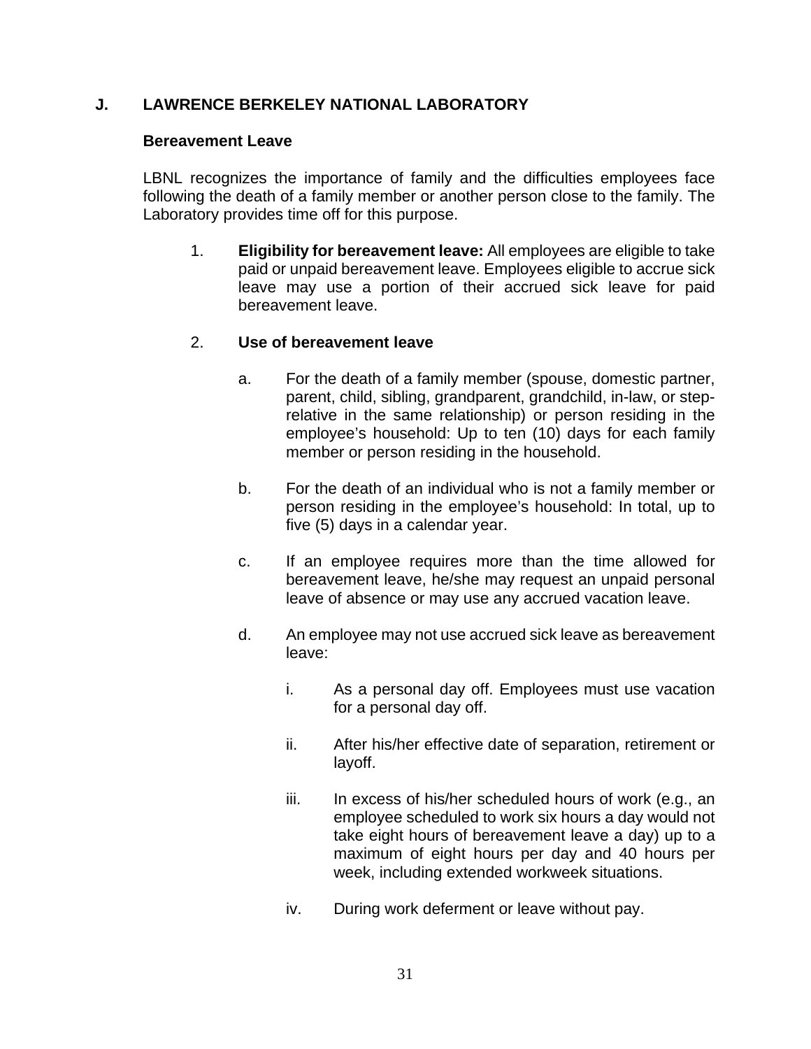## J. LAWRENCE BERKELEY NATIONAL LABORATORY

### Bereavement Leave

LBNL recognizes the importance of family and the difficulties employees face following the death of a family member or another person close to the family. The Laboratory provides time off for this purpose.

1. **Eligibility for bereavement leave:** All employees are eligible to take paid or unpaid bereavement leave. Employees eligible to accrue sick leave may use a portion of their accrued sick leave for paid bereavement leave.

2. **Use of bereavement leave**

   a. For the death of a family member (spouse, domestic partner, parent, child, sibling, grandparent, grandchild, in-law, or step-relative in the same relationship) or person residing in the employee's household: Up to ten (10) days for each family member or person residing in the household.

   b. For the death of an individual who is not a family member or person residing in the employee's household: In total, up to five (5) days in a calendar year.

   c. If an employee requires more than the time allowed for bereavement leave, he/she may request an unpaid personal leave of absence or may use any accrued vacation leave.

   d. An employee may not use accrued sick leave as bereavement leave:

      i. As a personal day off. Employees must use vacation for a personal day off.

      ii. After his/her effective date of separation, retirement or layoff.

      iii. In excess of his/her scheduled hours of work (e.g., an employee scheduled to work six hours a day would not take eight hours of bereavement leave a day) up to a maximum of eight hours per day and 40 hours per week, including extended workweek situations.

      iv. During work deferment or leave without pay.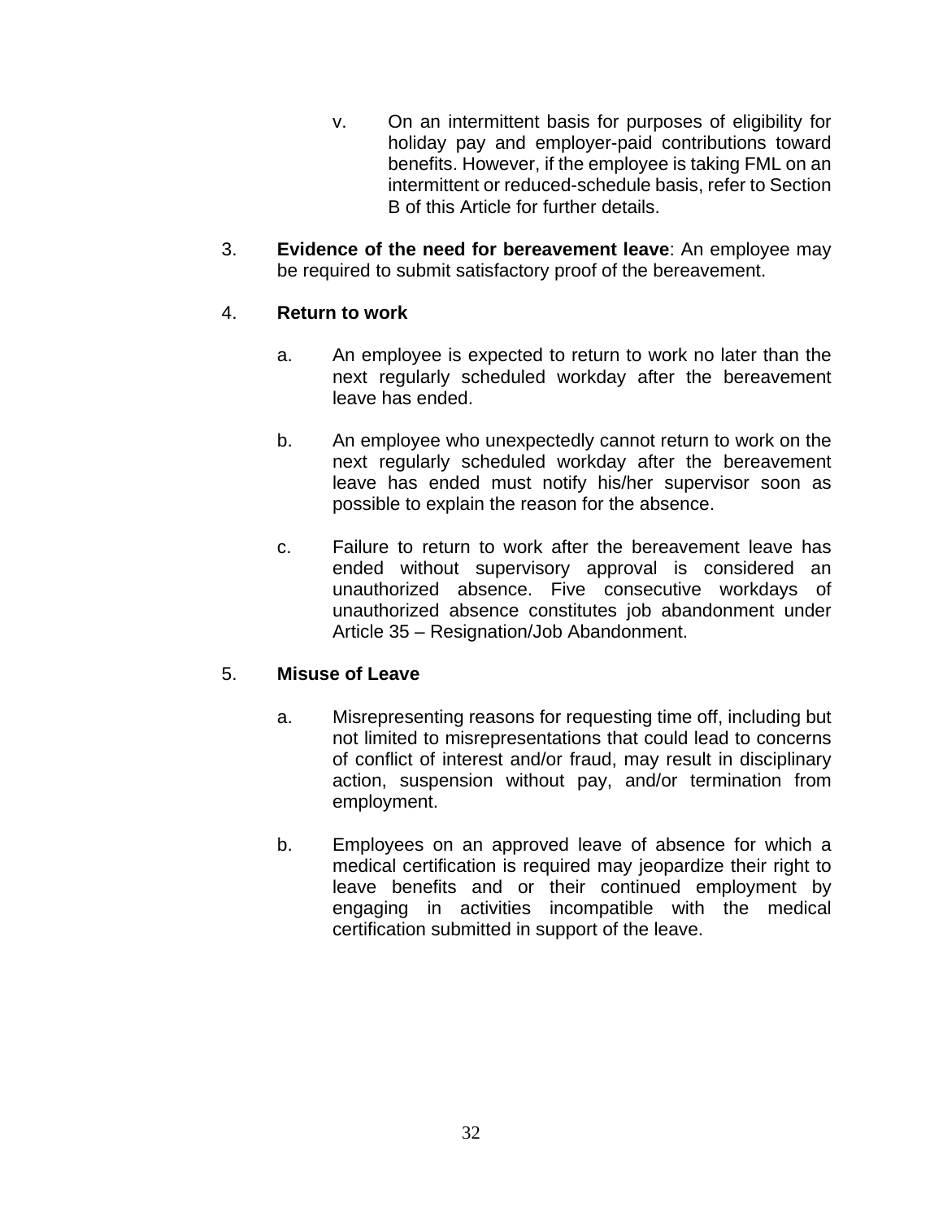v. On an intermittent basis for purposes of eligibility for holiday pay and employer-paid contributions toward benefits. However, if the employee is taking FML on an intermittent or reduced-schedule basis, refer to Section B of this Article for further details.

3. **Evidence of the need for bereavement leave**: An employee may be required to submit satisfactory proof of the bereavement.

4. **Return to work**

   a. An employee is expected to return to work no later than the next regularly scheduled workday after the bereavement leave has ended.

   b. An employee who unexpectedly cannot return to work on the next regularly scheduled workday after the bereavement leave has ended must notify his/her supervisor soon as possible to explain the reason for the absence.

   c. Failure to return to work after the bereavement leave has ended without supervisory approval is considered an unauthorized absence. Five consecutive workdays of unauthorized absence constitutes job abandonment under Article 35 – Resignation/Job Abandonment.

5. **Misuse of Leave**

   a. Misrepresenting reasons for requesting time off, including but not limited to misrepresentations that could lead to concerns of conflict of interest and/or fraud, may result in disciplinary action, suspension without pay, and/or termination from employment.

   b. Employees on an approved leave of absence for which a medical certification is required may jeopardize their right to leave benefits and or their continued employment by engaging in activities incompatible with the medical certification submitted in support of the leave.